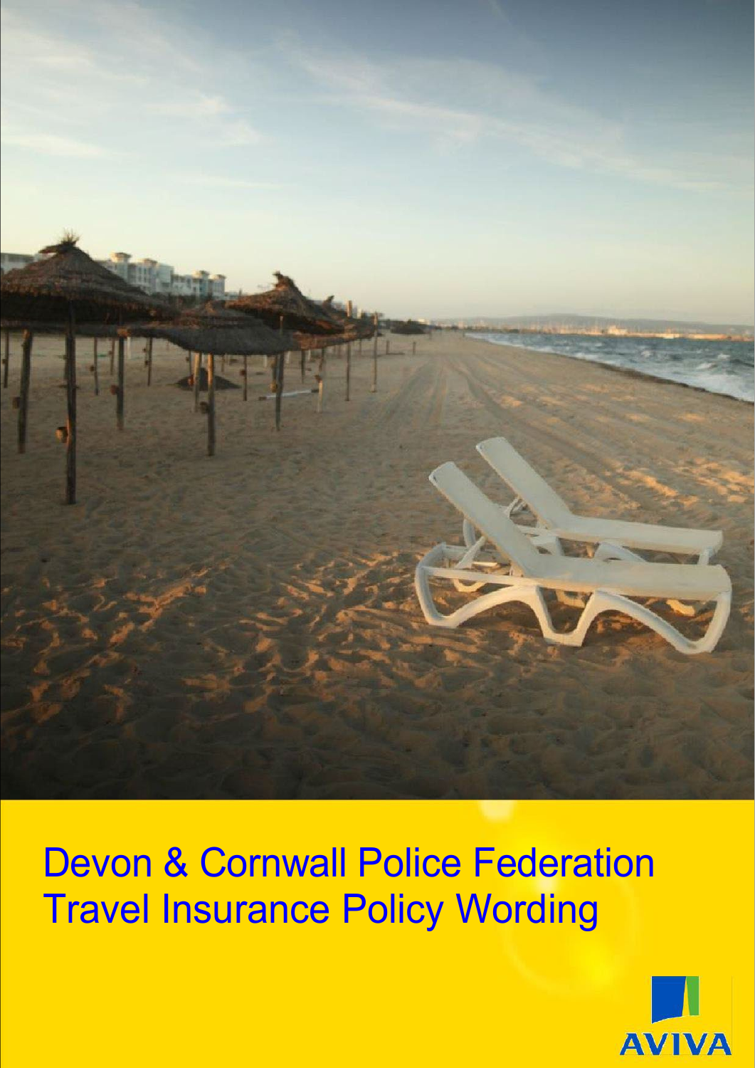# Devon & Cornwall Police Federation Travel Insurance Policy Wording

AVIVA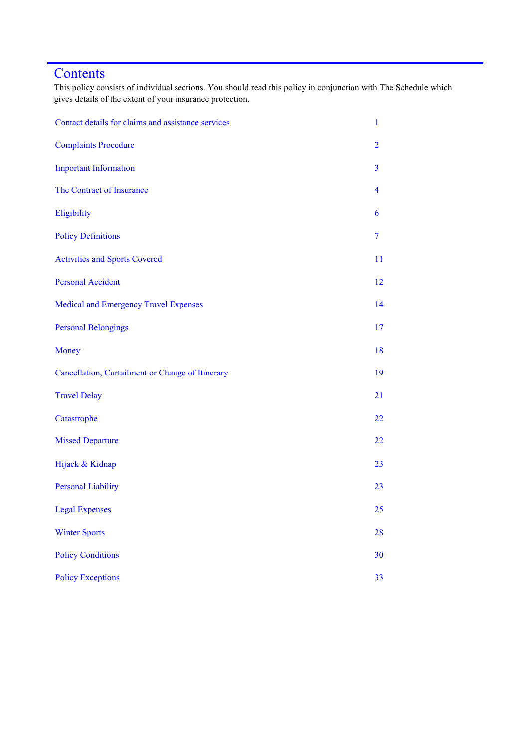# Contents

This policy consists of individual sections. You should read this policy in conjunction with The Schedule which gives details of the extent of your insurance protection.

| | |
|---|---|
| Contact details for claims and assistance services | 1 |
| Complaints Procedure | 2 |
| Important Information | 3 |
| The Contract of Insurance | 4 |
| Eligibility | 6 |
| Policy Definitions | 7 |
| Activities and Sports Covered | 11 |
| Personal Accident | 12 |
| Medical and Emergency Travel Expenses | 14 |
| Personal Belongings | 17 |
| Money | 18 |
| Cancellation, Curtailment or Change of Itinerary | 19 |
| Travel Delay | 21 |
| Catastrophe | 22 |
| Missed Departure | 22 |
| Hijack & Kidnap | 23 |
| Personal Liability | 23 |
| Legal Expenses | 25 |
| Winter Sports | 28 |
| Policy Conditions | 30 |
| Policy Exceptions | 33 |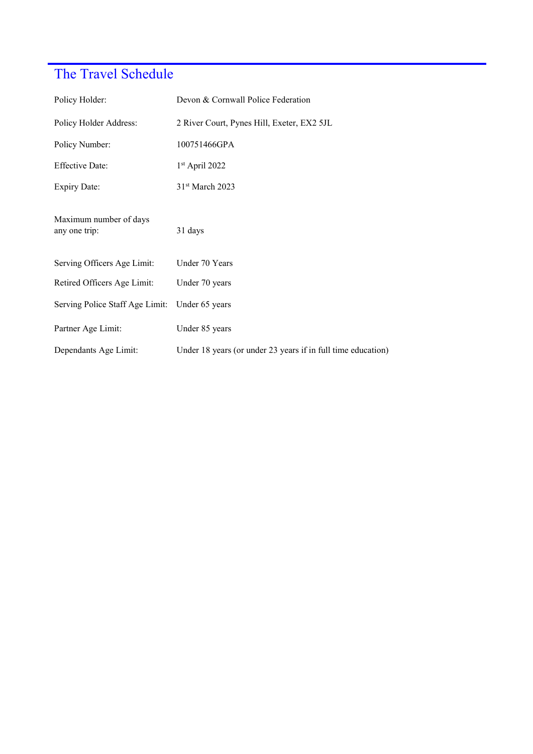# The Travel Schedule

| | |
|---|---|
| Policy Holder: | Devon & Cornwall Police Federation |
| Policy Holder Address: | 2 River Court, Pynes Hill, Exeter, EX2 5JL |
| Policy Number: | 100751466GPA |
| Effective Date: | 1st April 2022 |
| Expiry Date: | 31st March 2023 |
| Maximum number of days any one trip: | 31 days |
| Serving Officers Age Limit: | Under 70 Years |
| Retired Officers Age Limit: | Under 70 years |
| Serving Police Staff Age Limit: | Under 65 years |
| Partner Age Limit: | Under 85 years |
| Dependants Age Limit: | Under 18 years (or under 23 years if in full time education) |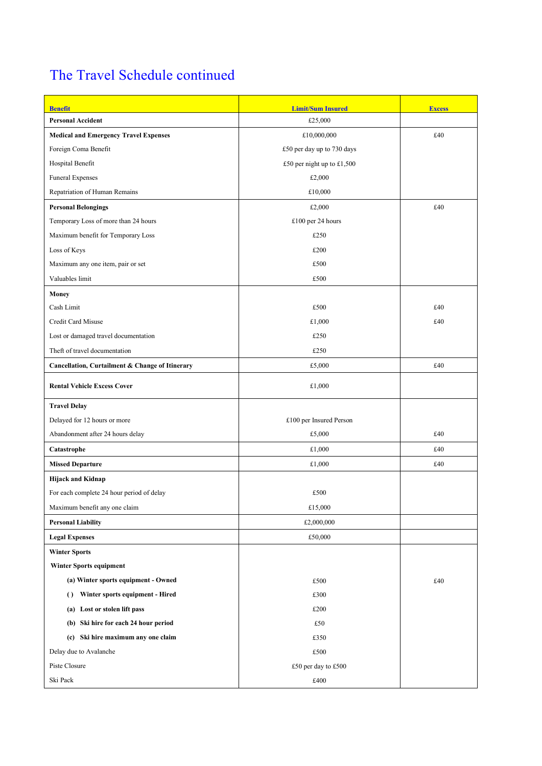# The Travel Schedule continued

| Benefit | Limit/Sum Insured | Excess |
|---|---|---|
| **Personal Accident** | £25,000 | |
| **Medical and Emergency Travel Expenses** | £10,000,000 | £40 |
| Foreign Coma Benefit | £50 per day up to 730 days | |
| Hospital Benefit | £50 per night up to £1,500 | |
| Funeral Expenses | £2,000 | |
| Repatriation of Human Remains | £10,000 | |
| **Personal Belongings** | £2,000 | £40 |
| Temporary Loss of more than 24 hours | £100 per 24 hours | |
| Maximum benefit for Temporary Loss | £250 | |
| Loss of Keys | £200 | |
| Maximum any one item, pair or set | £500 | |
| Valuables limit | £500 | |
| **Money** | | |
| Cash Limit | £500 | £40 |
| Credit Card Misuse | £1,000 | £40 |
| Lost or damaged travel documentation | £250 | |
| Theft of travel documentation | £250 | |
| **Cancellation, Curtailment & Change of Itinerary** | £5,000 | £40 |
| **Rental Vehicle Excess Cover** | £1,000 | |
| **Travel Delay** | | |
| Delayed for 12 hours or more | £100 per Insured Person | |
| Abandonment after 24 hours delay | £5,000 | £40 |
| **Catastrophe** | £1,000 | £40 |
| **Missed Departure** | £1,000 | £40 |
| **Hijack and Kidnap** | | |
| For each complete 24 hour period of delay | £500 | |
| Maximum benefit any one claim | £15,000 | |
| **Personal Liability** | £2,000,000 | |
| **Legal Expenses** | £50,000 | |
| **Winter Sports** | | |
| **Winter Sports equipment** | | |
| **(a) Winter sports equipment - Owned** | £500 | £40 |
| **( ) Winter sports equipment - Hired** | £300 | |
| **(a) Lost or stolen lift pass** | £200 | |
| **(b) Ski hire for each 24 hour period** | £50 | |
| **(c) Ski hire maximum any one claim** | £350 | |
| Delay due to Avalanche | £500 | |
| Piste Closure | £50 per day to £500 | |
| Ski Pack | £400 | |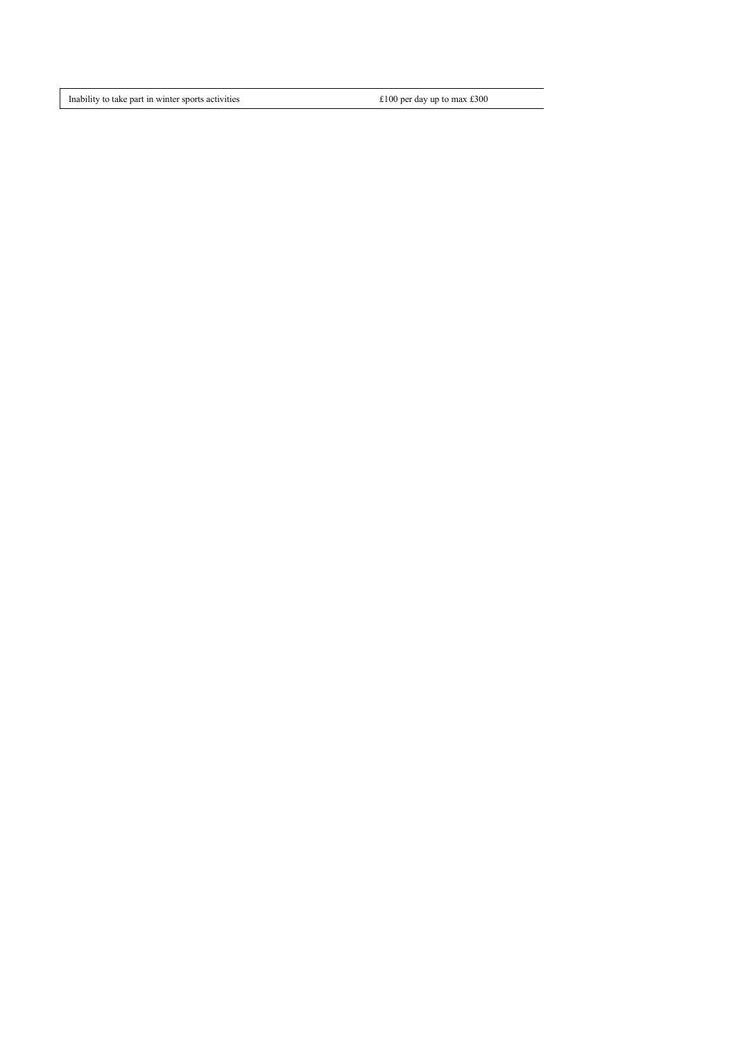| Inability to take part in winter sports activities | £100 per day up to max £300 |
|---|---|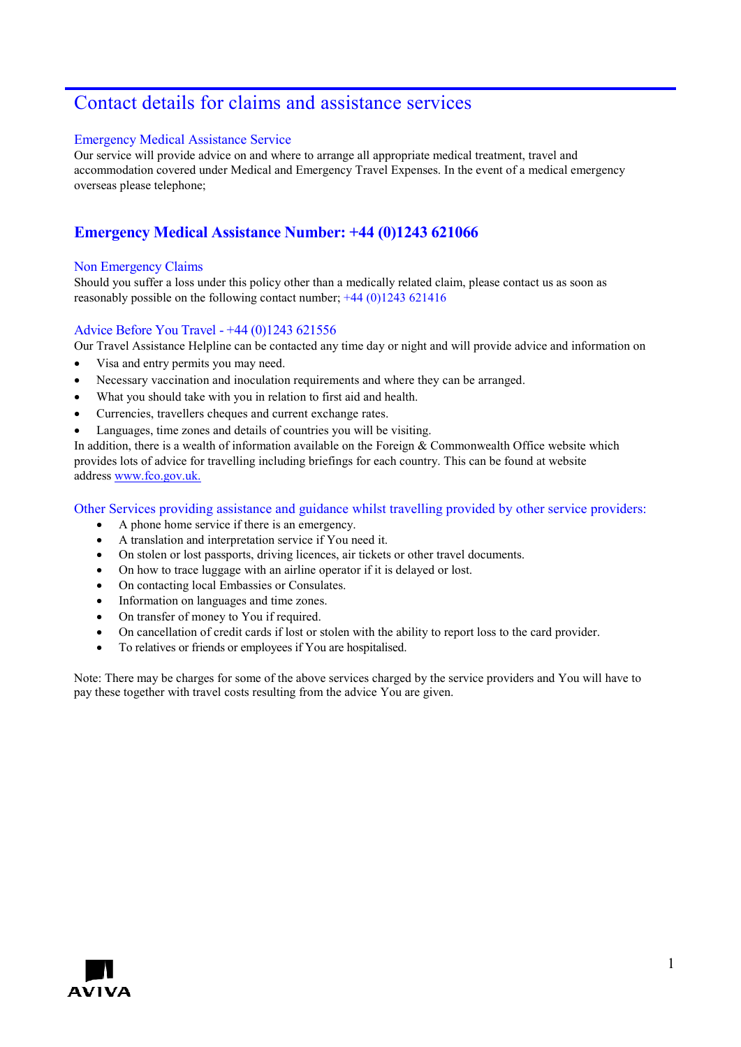# Contact details for claims and assistance services

## Emergency Medical Assistance Service

Our service will provide advice on and where to arrange all appropriate medical treatment, travel and accommodation covered under Medical and Emergency Travel Expenses. In the event of a medical emergency overseas please telephone;

## **Emergency Medical Assistance Number: +44 (0)1243 621066**

## Non Emergency Claims

Should you suffer a loss under this policy other than a medically related claim, please contact us as soon as reasonably possible on the following contact number; +44 (0)1243 621416

## Advice Before You Travel - +44 (0)1243 621556

Our Travel Assistance Helpline can be contacted any time day or night and will provide advice and information on

- Visa and entry permits you may need.
- Necessary vaccination and inoculation requirements and where they can be arranged.
- What you should take with you in relation to first aid and health.
- Currencies, travellers cheques and current exchange rates.
- Languages, time zones and details of countries you will be visiting.

In addition, there is a wealth of information available on the Foreign & Commonwealth Office website which provides lots of advice for travelling including briefings for each country. This can be found at website address www.fco.gov.uk.

## Other Services providing assistance and guidance whilst travelling provided by other service providers:

- A phone home service if there is an emergency.
- A translation and interpretation service if You need it.
- On stolen or lost passports, driving licences, air tickets or other travel documents.
- On how to trace luggage with an airline operator if it is delayed or lost.
- On contacting local Embassies or Consulates.
- Information on languages and time zones.
- On transfer of money to You if required.
- On cancellation of credit cards if lost or stolen with the ability to report loss to the card provider.
- To relatives or friends or employees if You are hospitalised.

Note: There may be charges for some of the above services charged by the service providers and You will have to pay these together with travel costs resulting from the advice You are given.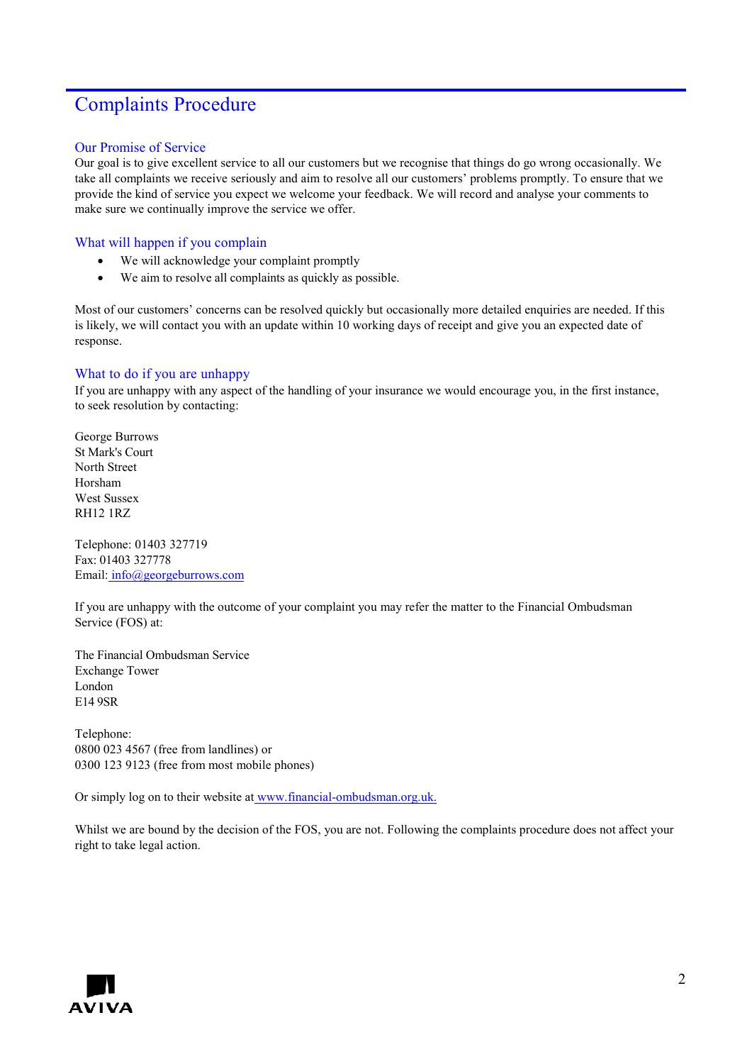# Complaints Procedure

## Our Promise of Service

Our goal is to give excellent service to all our customers but we recognise that things do go wrong occasionally. We take all complaints we receive seriously and aim to resolve all our customers' problems promptly. To ensure that we provide the kind of service you expect we welcome your feedback. We will record and analyse your comments to make sure we continually improve the service we offer.

## What will happen if you complain

- We will acknowledge your complaint promptly
- We aim to resolve all complaints as quickly as possible.

Most of our customers' concerns can be resolved quickly but occasionally more detailed enquiries are needed. If this is likely, we will contact you with an update within 10 working days of receipt and give you an expected date of response.

## What to do if you are unhappy

If you are unhappy with any aspect of the handling of your insurance we would encourage you, in the first instance, to seek resolution by contacting:

George Burrows
St Mark's Court
North Street
Horsham
West Sussex
RH12 1RZ

Telephone: 01403 327719
Fax: 01403 327778
Email: info@georgeburrows.com

If you are unhappy with the outcome of your complaint you may refer the matter to the Financial Ombudsman Service (FOS) at:

The Financial Ombudsman Service
Exchange Tower
London
E14 9SR

Telephone:
0800 023 4567 (free from landlines) or
0300 123 9123 (free from most mobile phones)

Or simply log on to their website at www.financial-ombudsman.org.uk.

Whilst we are bound by the decision of the FOS, you are not. Following the complaints procedure does not affect your right to take legal action.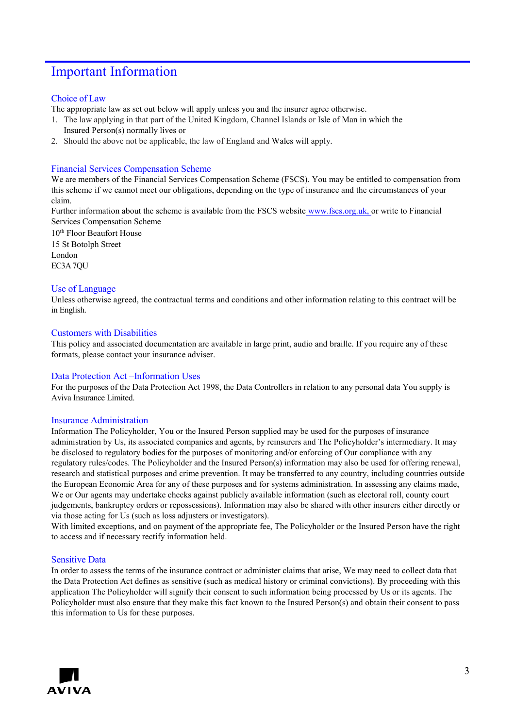# Important Information

## Choice of Law

The appropriate law as set out below will apply unless you and the insurer agree otherwise.

1. The law applying in that part of the United Kingdom, Channel Islands or Isle of Man in which the Insured Person(s) normally lives or
2. Should the above not be applicable, the law of England and Wales will apply.

## Financial Services Compensation Scheme

We are members of the Financial Services Compensation Scheme (FSCS). You may be entitled to compensation from this scheme if we cannot meet our obligations, depending on the type of insurance and the circumstances of your claim.

Further information about the scheme is available from the FSCS website www.fscs.org.uk, or write to Financial Services Compensation Scheme

10th Floor Beaufort House
15 St Botolph Street
London
EC3A 7QU

## Use of Language

Unless otherwise agreed, the contractual terms and conditions and other information relating to this contract will be in English.

## Customers with Disabilities

This policy and associated documentation are available in large print, audio and braille. If you require any of these formats, please contact your insurance adviser.

## Data Protection Act –Information Uses

For the purposes of the Data Protection Act 1998, the Data Controllers in relation to any personal data You supply is Aviva Insurance Limited.

## Insurance Administration

Information The Policyholder, You or the Insured Person supplied may be used for the purposes of insurance administration by Us, its associated companies and agents, by reinsurers and The Policyholder's intermediary. It may be disclosed to regulatory bodies for the purposes of monitoring and/or enforcing of Our compliance with any regulatory rules/codes. The Policyholder and the Insured Person(s) information may also be used for offering renewal, research and statistical purposes and crime prevention. It may be transferred to any country, including countries outside the European Economic Area for any of these purposes and for systems administration. In assessing any claims made, We or Our agents may undertake checks against publicly available information (such as electoral roll, county court judgements, bankruptcy orders or repossessions). Information may also be shared with other insurers either directly or via those acting for Us (such as loss adjusters or investigators).

With limited exceptions, and on payment of the appropriate fee, The Policyholder or the Insured Person have the right to access and if necessary rectify information held.

## Sensitive Data

In order to assess the terms of the insurance contract or administer claims that arise, We may need to collect data that the Data Protection Act defines as sensitive (such as medical history or criminal convictions). By proceeding with this application The Policyholder will signify their consent to such information being processed by Us or its agents. The Policyholder must also ensure that they make this fact known to the Insured Person(s) and obtain their consent to pass this information to Us for these purposes.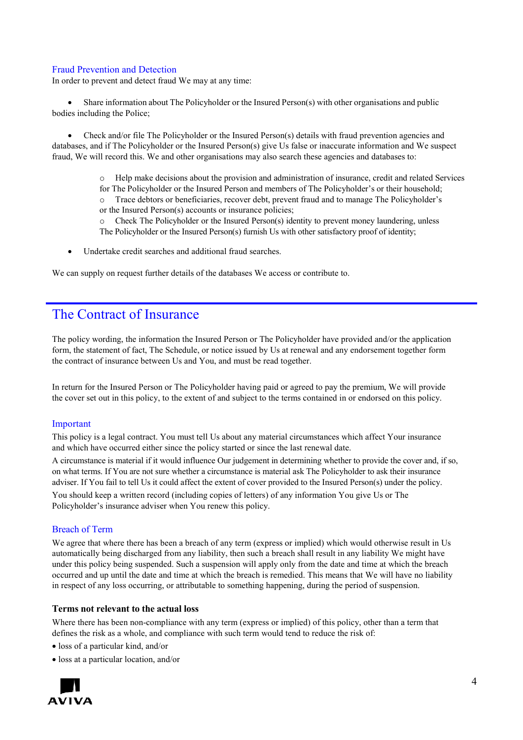### Fraud Prevention and Detection

In order to prevent and detect fraud We may at any time:

- Share information about The Policyholder or the Insured Person(s) with other organisations and public bodies including the Police;

- Check and/or file The Policyholder or the Insured Person(s) details with fraud prevention agencies and databases, and if The Policyholder or the Insured Person(s) give Us false or inaccurate information and We suspect fraud, We will record this. We and other organisations may also search these agencies and databases to:

    - Help make decisions about the provision and administration of insurance, credit and related Services for The Policyholder or the Insured Person and members of The Policyholder's or their household;
    - Trace debtors or beneficiaries, recover debt, prevent fraud and to manage The Policyholder's or the Insured Person(s) accounts or insurance policies;
    - Check The Policyholder or the Insured Person(s) identity to prevent money laundering, unless The Policyholder or the Insured Person(s) furnish Us with other satisfactory proof of identity;

- Undertake credit searches and additional fraud searches.

We can supply on request further details of the databases We access or contribute to.

## The Contract of Insurance

The policy wording, the information the Insured Person or The Policyholder have provided and/or the application form, the statement of fact, The Schedule, or notice issued by Us at renewal and any endorsement together form the contract of insurance between Us and You, and must be read together.

In return for the Insured Person or The Policyholder having paid or agreed to pay the premium, We will provide the cover set out in this policy, to the extent of and subject to the terms contained in or endorsed on this policy.

### Important

This policy is a legal contract. You must tell Us about any material circumstances which affect Your insurance and which have occurred either since the policy started or since the last renewal date.

A circumstance is material if it would influence Our judgement in determining whether to provide the cover and, if so, on what terms. If You are not sure whether a circumstance is material ask The Policyholder to ask their insurance adviser. If You fail to tell Us it could affect the extent of cover provided to the Insured Person(s) under the policy.

You should keep a written record (including copies of letters) of any information You give Us or The Policyholder's insurance adviser when You renew this policy.

### Breach of Term

We agree that where there has been a breach of any term (express or implied) which would otherwise result in Us automatically being discharged from any liability, then such a breach shall result in any liability We might have under this policy being suspended. Such a suspension will apply only from the date and time at which the breach occurred and up until the date and time at which the breach is remedied. This means that We will have no liability in respect of any loss occurring, or attributable to something happening, during the period of suspension.

**Terms not relevant to the actual loss**

Where there has been non-compliance with any term (express or implied) of this policy, other than a term that defines the risk as a whole, and compliance with such term would tend to reduce the risk of:

- loss of a particular kind, and/or
- loss at a particular location, and/or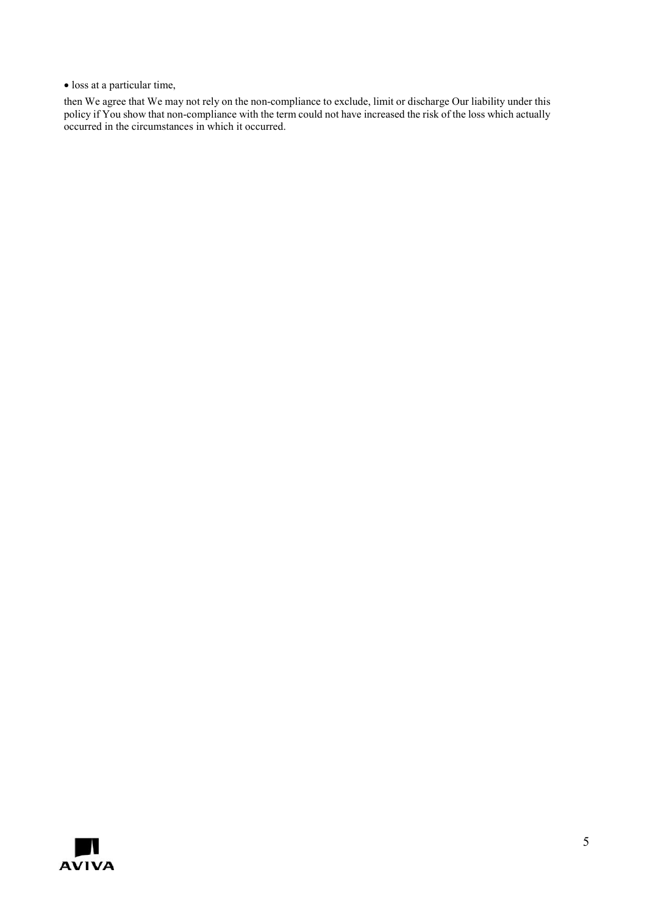- loss at a particular time,

then We agree that We may not rely on the non-compliance to exclude, limit or discharge Our liability under this policy if You show that non-compliance with the term could not have increased the risk of the loss which actually occurred in the circumstances in which it occurred.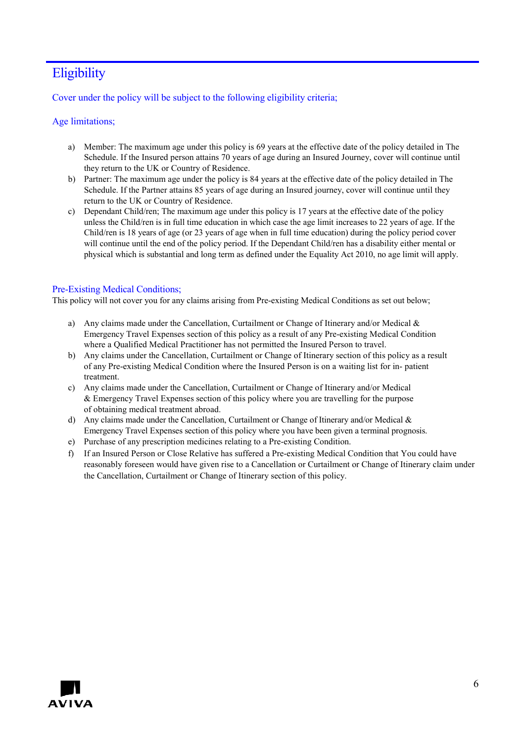# Eligibility

Cover under the policy will be subject to the following eligibility criteria;

## Age limitations;

a) Member: The maximum age under this policy is 69 years at the effective date of the policy detailed in The Schedule. If the Insured person attains 70 years of age during an Insured Journey, cover will continue until they return to the UK or Country of Residence.

b) Partner: The maximum age under the policy is 84 years at the effective date of the policy detailed in The Schedule. If the Partner attains 85 years of age during an Insured journey, cover will continue until they return to the UK or Country of Residence.

c) Dependant Child/ren; The maximum age under this policy is 17 years at the effective date of the policy unless the Child/ren is in full time education in which case the age limit increases to 22 years of age. If the Child/ren is 18 years of age (or 23 years of age when in full time education) during the policy period cover will continue until the end of the policy period. If the Dependant Child/ren has a disability either mental or physical which is substantial and long term as defined under the Equality Act 2010, no age limit will apply.

## Pre-Existing Medical Conditions;

This policy will not cover you for any claims arising from Pre-existing Medical Conditions as set out below;

a) Any claims made under the Cancellation, Curtailment or Change of Itinerary and/or Medical & Emergency Travel Expenses section of this policy as a result of any Pre-existing Medical Condition where a Qualified Medical Practitioner has not permitted the Insured Person to travel.

b) Any claims under the Cancellation, Curtailment or Change of Itinerary section of this policy as a result of any Pre-existing Medical Condition where the Insured Person is on a waiting list for in- patient treatment.

c) Any claims made under the Cancellation, Curtailment or Change of Itinerary and/or Medical & Emergency Travel Expenses section of this policy where you are travelling for the purpose of obtaining medical treatment abroad.

d) Any claims made under the Cancellation, Curtailment or Change of Itinerary and/or Medical & Emergency Travel Expenses section of this policy where you have been given a terminal prognosis.

e) Purchase of any prescription medicines relating to a Pre-existing Condition.

f) If an Insured Person or Close Relative has suffered a Pre-existing Medical Condition that You could have reasonably foreseen would have given rise to a Cancellation or Curtailment or Change of Itinerary claim under the Cancellation, Curtailment or Change of Itinerary section of this policy.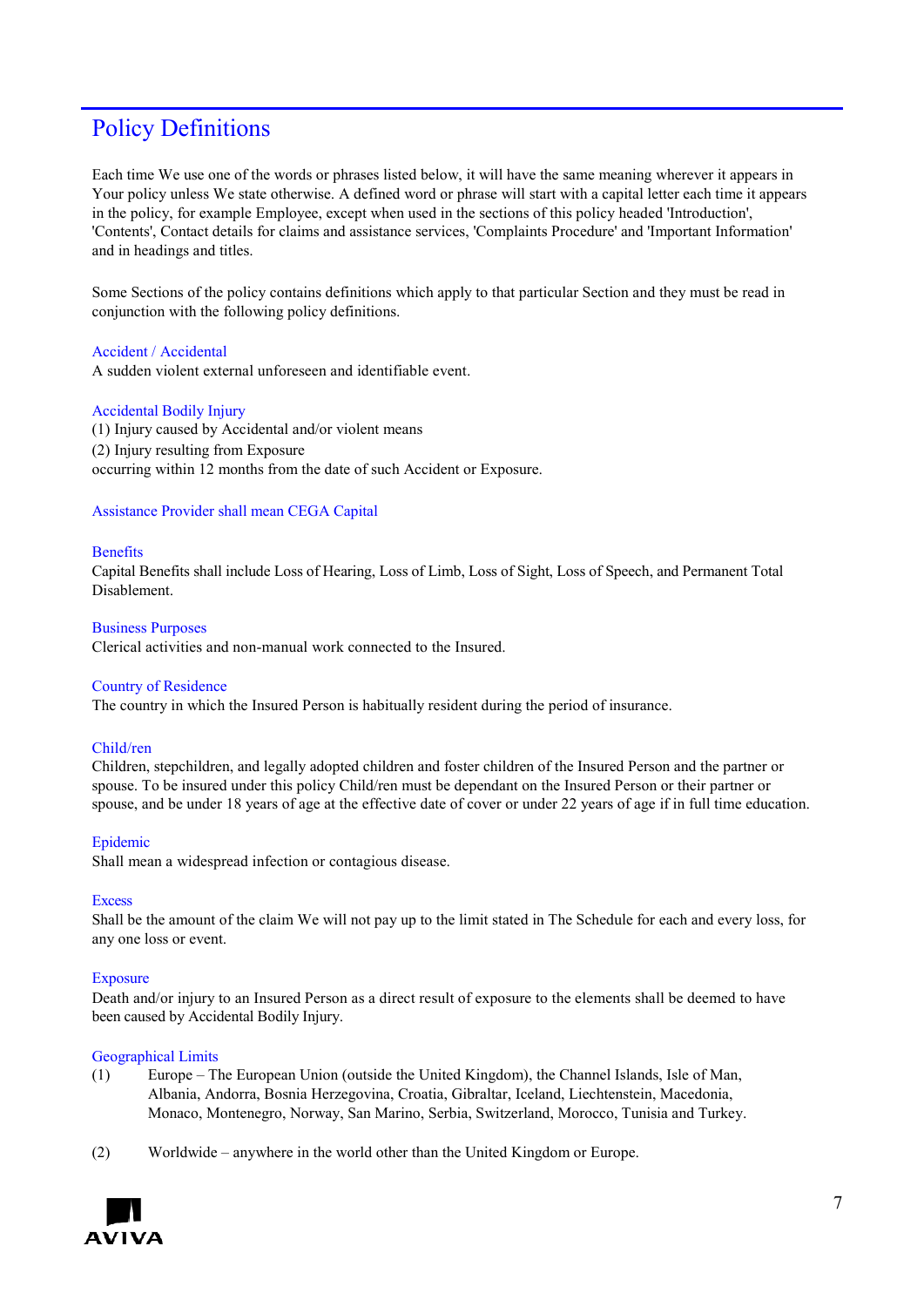# Policy Definitions

Each time We use one of the words or phrases listed below, it will have the same meaning wherever it appears in Your policy unless We state otherwise. A defined word or phrase will start with a capital letter each time it appears in the policy, for example Employee, except when used in the sections of this policy headed 'Introduction', 'Contents', Contact details for claims and assistance services, 'Complaints Procedure' and 'Important Information' and in headings and titles.

Some Sections of the policy contains definitions which apply to that particular Section and they must be read in conjunction with the following policy definitions.

### Accident / Accidental

A sudden violent external unforeseen and identifiable event.

### Accidental Bodily Injury

(1) Injury caused by Accidental and/or violent means
(2) Injury resulting from Exposure
occurring within 12 months from the date of such Accident or Exposure.

### Assistance Provider shall mean CEGA Capital

### Benefits

Capital Benefits shall include Loss of Hearing, Loss of Limb, Loss of Sight, Loss of Speech, and Permanent Total Disablement.

### Business Purposes

Clerical activities and non-manual work connected to the Insured.

### Country of Residence

The country in which the Insured Person is habitually resident during the period of insurance.

### Child/ren

Children, stepchildren, and legally adopted children and foster children of the Insured Person and the partner or spouse. To be insured under this policy Child/ren must be dependant on the Insured Person or their partner or spouse, and be under 18 years of age at the effective date of cover or under 22 years of age if in full time education.

### Epidemic

Shall mean a widespread infection or contagious disease.

### Excess

Shall be the amount of the claim We will not pay up to the limit stated in The Schedule for each and every loss, for any one loss or event.

### Exposure

Death and/or injury to an Insured Person as a direct result of exposure to the elements shall be deemed to have been caused by Accidental Bodily Injury.

### Geographical Limits

(1) Europe – The European Union (outside the United Kingdom), the Channel Islands, Isle of Man, Albania, Andorra, Bosnia Herzegovina, Croatia, Gibraltar, Iceland, Liechtenstein, Macedonia, Monaco, Montenegro, Norway, San Marino, Serbia, Switzerland, Morocco, Tunisia and Turkey.

(2) Worldwide – anywhere in the world other than the United Kingdom or Europe.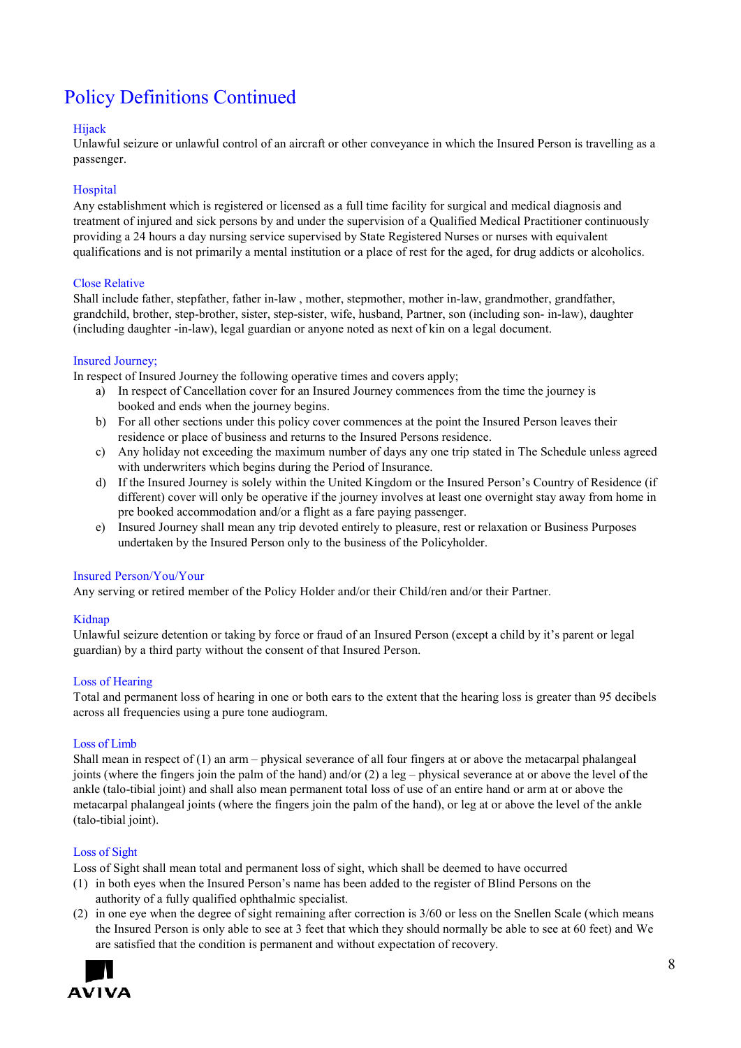# Policy Definitions Continued

### Hijack

Unlawful seizure or unlawful control of an aircraft or other conveyance in which the Insured Person is travelling as a passenger.

### Hospital

Any establishment which is registered or licensed as a full time facility for surgical and medical diagnosis and treatment of injured and sick persons by and under the supervision of a Qualified Medical Practitioner continuously providing a 24 hours a day nursing service supervised by State Registered Nurses or nurses with equivalent qualifications and is not primarily a mental institution or a place of rest for the aged, for drug addicts or alcoholics.

### Close Relative

Shall include father, stepfather, father in-law , mother, stepmother, mother in-law, grandmother, grandfather, grandchild, brother, step-brother, sister, step-sister, wife, husband, Partner, son (including son- in-law), daughter (including daughter -in-law), legal guardian or anyone noted as next of kin on a legal document.

### Insured Journey;

In respect of Insured Journey the following operative times and covers apply;

a) In respect of Cancellation cover for an Insured Journey commences from the time the journey is booked and ends when the journey begins.
b) For all other sections under this policy cover commences at the point the Insured Person leaves their residence or place of business and returns to the Insured Persons residence.
c) Any holiday not exceeding the maximum number of days any one trip stated in The Schedule unless agreed with underwriters which begins during the Period of Insurance.
d) If the Insured Journey is solely within the United Kingdom or the Insured Person's Country of Residence (if different) cover will only be operative if the journey involves at least one overnight stay away from home in pre booked accommodation and/or a flight as a fare paying passenger.
e) Insured Journey shall mean any trip devoted entirely to pleasure, rest or relaxation or Business Purposes undertaken by the Insured Person only to the business of the Policyholder.

### Insured Person/You/Your

Any serving or retired member of the Policy Holder and/or their Child/ren and/or their Partner.

### Kidnap

Unlawful seizure detention or taking by force or fraud of an Insured Person (except a child by it's parent or legal guardian) by a third party without the consent of that Insured Person.

### Loss of Hearing

Total and permanent loss of hearing in one or both ears to the extent that the hearing loss is greater than 95 decibels across all frequencies using a pure tone audiogram.

### Loss of Limb

Shall mean in respect of (1) an arm – physical severance of all four fingers at or above the metacarpal phalangeal joints (where the fingers join the palm of the hand) and/or (2) a leg – physical severance at or above the level of the ankle (talo-tibial joint) and shall also mean permanent total loss of use of an entire hand or arm at or above the metacarpal phalangeal joints (where the fingers join the palm of the hand), or leg at or above the level of the ankle (talo-tibial joint).

### Loss of Sight

Loss of Sight shall mean total and permanent loss of sight, which shall be deemed to have occurred

(1) in both eyes when the Insured Person's name has been added to the register of Blind Persons on the authority of a fully qualified ophthalmic specialist.
(2) in one eye when the degree of sight remaining after correction is 3/60 or less on the Snellen Scale (which means the Insured Person is only able to see at 3 feet that which they should normally be able to see at 60 feet) and We are satisfied that the condition is permanent and without expectation of recovery.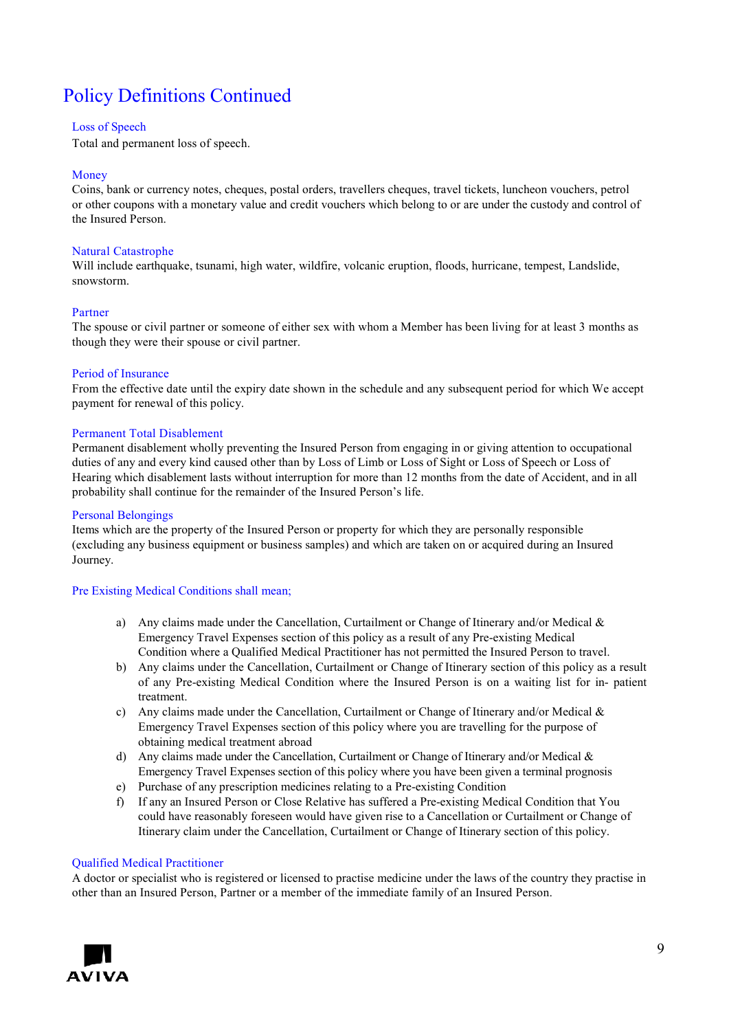# Policy Definitions Continued

### Loss of Speech

Total and permanent loss of speech.

### Money

Coins, bank or currency notes, cheques, postal orders, travellers cheques, travel tickets, luncheon vouchers, petrol or other coupons with a monetary value and credit vouchers which belong to or are under the custody and control of the Insured Person.

### Natural Catastrophe

Will include earthquake, tsunami, high water, wildfire, volcanic eruption, floods, hurricane, tempest, Landslide, snowstorm.

### Partner

The spouse or civil partner or someone of either sex with whom a Member has been living for at least 3 months as though they were their spouse or civil partner.

### Period of Insurance

From the effective date until the expiry date shown in the schedule and any subsequent period for which We accept payment for renewal of this policy.

### Permanent Total Disablement

Permanent disablement wholly preventing the Insured Person from engaging in or giving attention to occupational duties of any and every kind caused other than by Loss of Limb or Loss of Sight or Loss of Speech or Loss of Hearing which disablement lasts without interruption for more than 12 months from the date of Accident, and in all probability shall continue for the remainder of the Insured Person's life.

### Personal Belongings

Items which are the property of the Insured Person or property for which they are personally responsible (excluding any business equipment or business samples) and which are taken on or acquired during an Insured Journey.

### Pre Existing Medical Conditions shall mean;

a) Any claims made under the Cancellation, Curtailment or Change of Itinerary and/or Medical & Emergency Travel Expenses section of this policy as a result of any Pre-existing Medical Condition where a Qualified Medical Practitioner has not permitted the Insured Person to travel.
b) Any claims under the Cancellation, Curtailment or Change of Itinerary section of this policy as a result of any Pre-existing Medical Condition where the Insured Person is on a waiting list for in- patient treatment.
c) Any claims made under the Cancellation, Curtailment or Change of Itinerary and/or Medical & Emergency Travel Expenses section of this policy where you are travelling for the purpose of obtaining medical treatment abroad
d) Any claims made under the Cancellation, Curtailment or Change of Itinerary and/or Medical & Emergency Travel Expenses section of this policy where you have been given a terminal prognosis
e) Purchase of any prescription medicines relating to a Pre-existing Condition
f) If any an Insured Person or Close Relative has suffered a Pre-existing Medical Condition that You could have reasonably foreseen would have given rise to a Cancellation or Curtailment or Change of Itinerary claim under the Cancellation, Curtailment or Change of Itinerary section of this policy.

### Qualified Medical Practitioner

A doctor or specialist who is registered or licensed to practise medicine under the laws of the country they practise in other than an Insured Person, Partner or a member of the immediate family of an Insured Person.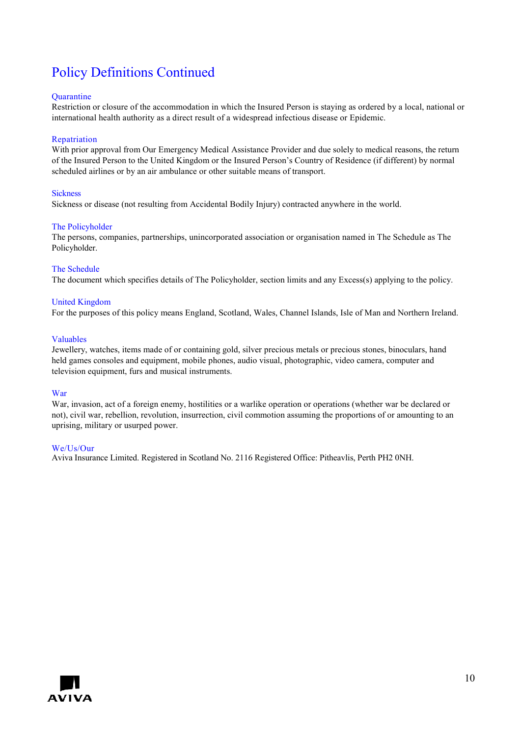# Policy Definitions Continued

### Quarantine

Restriction or closure of the accommodation in which the Insured Person is staying as ordered by a local, national or international health authority as a direct result of a widespread infectious disease or Epidemic.

### Repatriation

With prior approval from Our Emergency Medical Assistance Provider and due solely to medical reasons, the return of the Insured Person to the United Kingdom or the Insured Person's Country of Residence (if different) by normal scheduled airlines or by an air ambulance or other suitable means of transport.

### Sickness

Sickness or disease (not resulting from Accidental Bodily Injury) contracted anywhere in the world.

### The Policyholder

The persons, companies, partnerships, unincorporated association or organisation named in The Schedule as The Policyholder.

### The Schedule

The document which specifies details of The Policyholder, section limits and any Excess(s) applying to the policy.

### United Kingdom

For the purposes of this policy means England, Scotland, Wales, Channel Islands, Isle of Man and Northern Ireland.

### Valuables

Jewellery, watches, items made of or containing gold, silver precious metals or precious stones, binoculars, hand held games consoles and equipment, mobile phones, audio visual, photographic, video camera, computer and television equipment, furs and musical instruments.

### War

War, invasion, act of a foreign enemy, hostilities or a warlike operation or operations (whether war be declared or not), civil war, rebellion, revolution, insurrection, civil commotion assuming the proportions of or amounting to an uprising, military or usurped power.

### We/Us/Our

Aviva Insurance Limited. Registered in Scotland No. 2116 Registered Office: Pitheavlis, Perth PH2 0NH.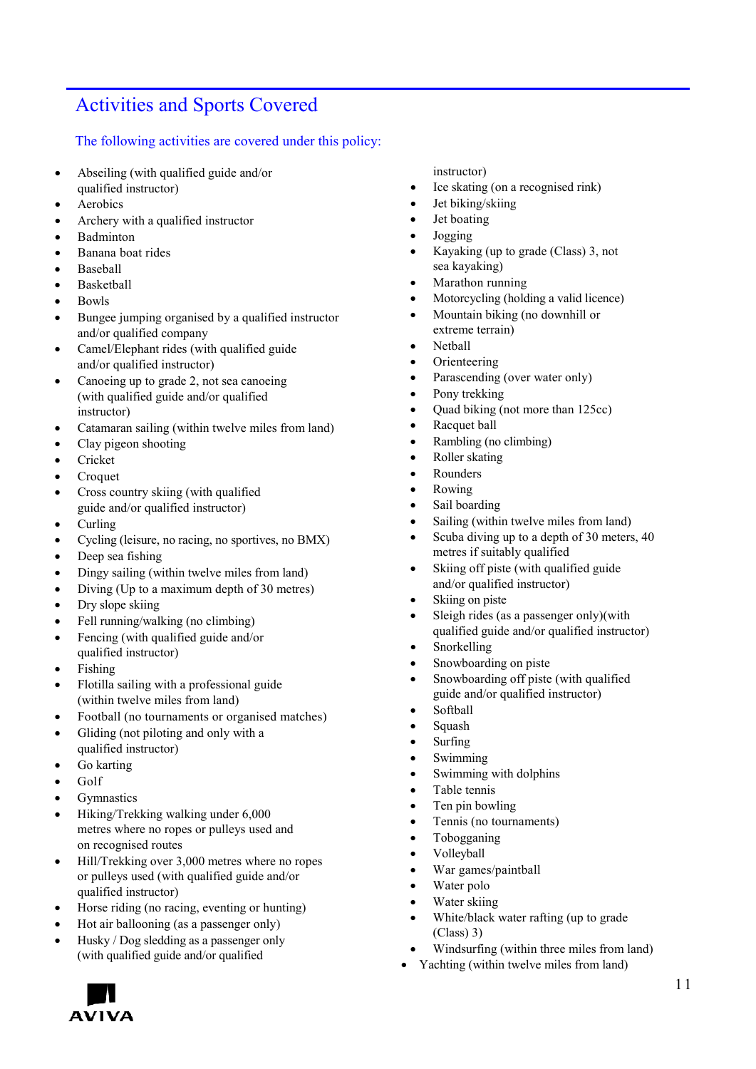## Activities and Sports Covered

The following activities are covered under this policy:

- Abseiling (with qualified guide and/or qualified instructor)
- Aerobics
- Archery with a qualified instructor
- Badminton
- Banana boat rides
- Baseball
- Basketball
- Bowls
- Bungee jumping organised by a qualified instructor and/or qualified company
- Camel/Elephant rides (with qualified guide and/or qualified instructor)
- Canoeing up to grade 2, not sea canoeing (with qualified guide and/or qualified instructor)
- Catamaran sailing (within twelve miles from land)
- Clay pigeon shooting
- Cricket
- Croquet
- Cross country skiing (with qualified guide and/or qualified instructor)
- Curling
- Cycling (leisure, no racing, no sportives, no BMX)
- Deep sea fishing
- Dingy sailing (within twelve miles from land)
- Diving (Up to a maximum depth of 30 metres)
- Dry slope skiing
- Fell running/walking (no climbing)
- Fencing (with qualified guide and/or qualified instructor)
- Fishing
- Flotilla sailing with a professional guide (within twelve miles from land)
- Football (no tournaments or organised matches)
- Gliding (not piloting and only with a qualified instructor)
- Go karting
- Golf
- Gymnastics
- Hiking/Trekking walking under 6,000 metres where no ropes or pulleys used and on recognised routes
- Hill/Trekking over 3,000 metres where no ropes or pulleys used (with qualified guide and/or qualified instructor)
- Horse riding (no racing, eventing or hunting)
- Hot air ballooning (as a passenger only)
- Husky / Dog sledding as a passenger only (with qualified guide and/or qualified instructor)
- Ice skating (on a recognised rink)
- Jet biking/skiing
- Jet boating
- Jogging
- Kayaking (up to grade (Class) 3, not sea kayaking)
- Marathon running
- Motorcycling (holding a valid licence)
- Mountain biking (no downhill or extreme terrain)
- Netball
- Orienteering
- Parascending (over water only)
- Pony trekking
- Quad biking (not more than 125cc)
- Racquet ball
- Rambling (no climbing)
- Roller skating
- Rounders
- Rowing
- Sail boarding
- Sailing (within twelve miles from land)
- Scuba diving up to a depth of 30 meters, 40 metres if suitably qualified
- Skiing off piste (with qualified guide and/or qualified instructor)
- Skiing on piste
- Sleigh rides (as a passenger only)(with qualified guide and/or qualified instructor)
- Snorkelling
- Snowboarding on piste
- Snowboarding off piste (with qualified guide and/or qualified instructor)
- Softball
- Squash
- Surfing
- Swimming
- Swimming with dolphins
- Table tennis
- Ten pin bowling
- Tennis (no tournaments)
- Tobogganing
- Volleyball
- War games/paintball
- Water polo
- Water skiing
- White/black water rafting (up to grade (Class) 3)
- Windsurfing (within three miles from land)
- Yachting (within twelve miles from land)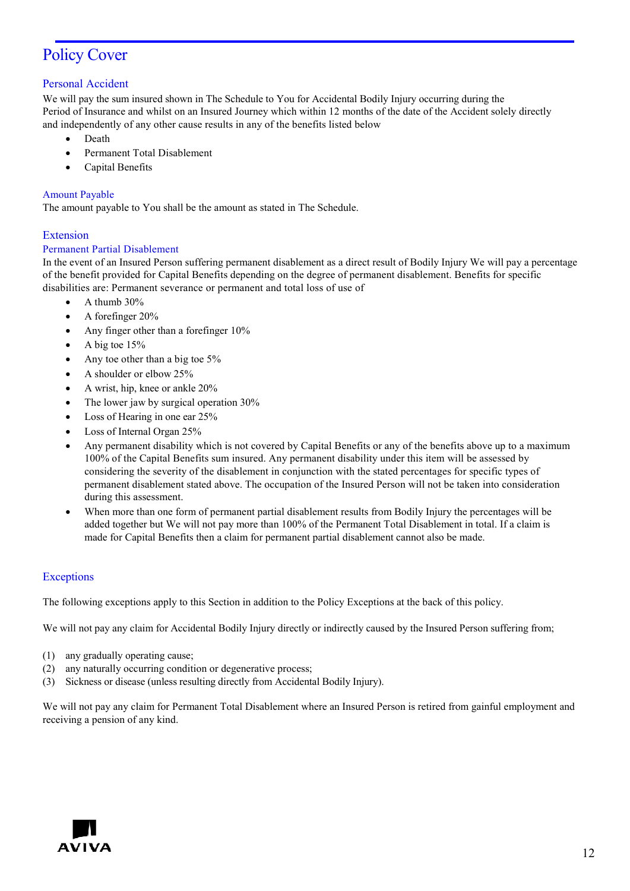# Policy Cover

## Personal Accident

We will pay the sum insured shown in The Schedule to You for Accidental Bodily Injury occurring during the Period of Insurance and whilst on an Insured Journey which within 12 months of the date of the Accident solely directly and independently of any other cause results in any of the benefits listed below

- Death
- Permanent Total Disablement
- Capital Benefits

## Amount Payable

The amount payable to You shall be the amount as stated in The Schedule.

## Extension

### Permanent Partial Disablement

In the event of an Insured Person suffering permanent disablement as a direct result of Bodily Injury We will pay a percentage of the benefit provided for Capital Benefits depending on the degree of permanent disablement. Benefits for specific disabilities are: Permanent severance or permanent and total loss of use of

- A thumb 30%
- A forefinger 20%
- Any finger other than a forefinger 10%
- A big toe 15%
- Any toe other than a big toe 5%
- A shoulder or elbow 25%
- A wrist, hip, knee or ankle 20%
- The lower jaw by surgical operation 30%
- Loss of Hearing in one ear 25%
- Loss of Internal Organ 25%
- Any permanent disability which is not covered by Capital Benefits or any of the benefits above up to a maximum 100% of the Capital Benefits sum insured. Any permanent disability under this item will be assessed by considering the severity of the disablement in conjunction with the stated percentages for specific types of permanent disablement stated above. The occupation of the Insured Person will not be taken into consideration during this assessment.
- When more than one form of permanent partial disablement results from Bodily Injury the percentages will be added together but We will not pay more than 100% of the Permanent Total Disablement in total. If a claim is made for Capital Benefits then a claim for permanent partial disablement cannot also be made.

## Exceptions

The following exceptions apply to this Section in addition to the Policy Exceptions at the back of this policy.

We will not pay any claim for Accidental Bodily Injury directly or indirectly caused by the Insured Person suffering from;

(1) any gradually operating cause;
(2) any naturally occurring condition or degenerative process;
(3) Sickness or disease (unless resulting directly from Accidental Bodily Injury).

We will not pay any claim for Permanent Total Disablement where an Insured Person is retired from gainful employment and receiving a pension of any kind.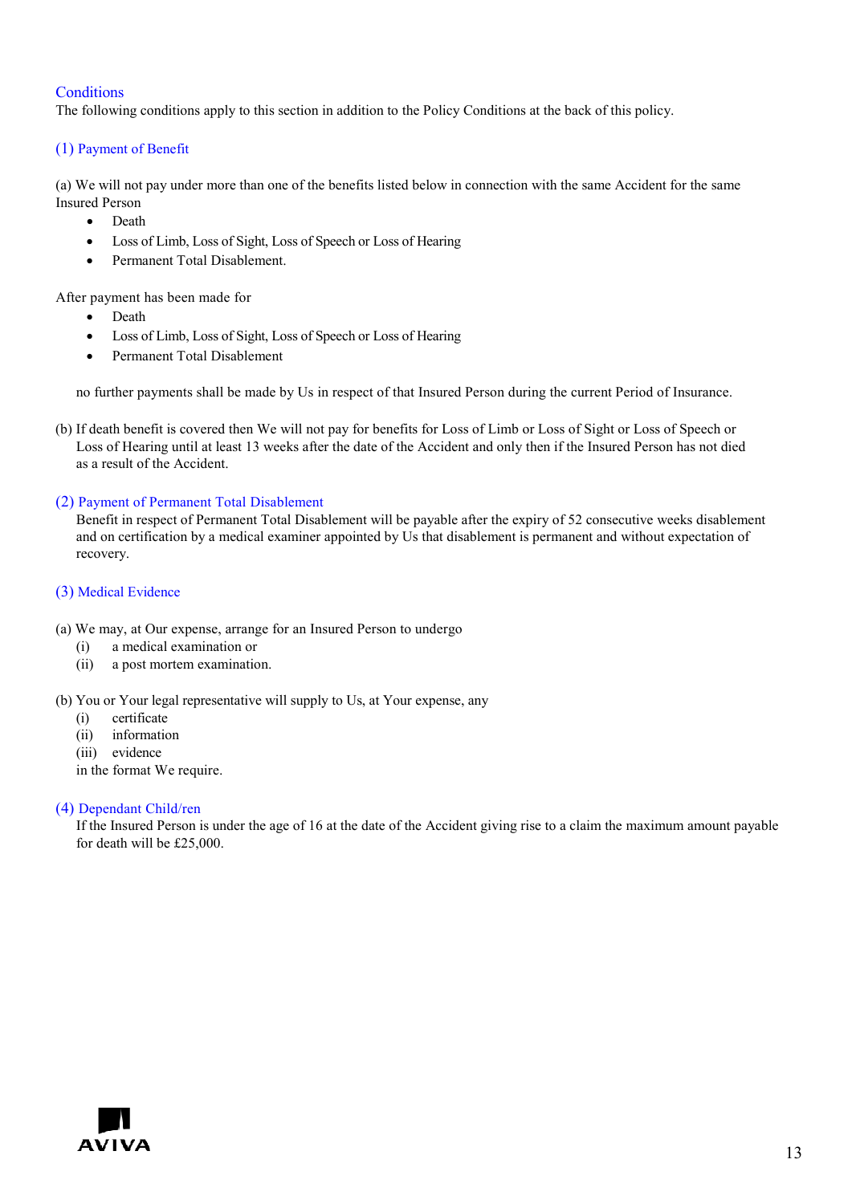## Conditions

The following conditions apply to this section in addition to the Policy Conditions at the back of this policy.

### (1) Payment of Benefit

(a) We will not pay under more than one of the benefits listed below in connection with the same Accident for the same Insured Person

- Death
- Loss of Limb, Loss of Sight, Loss of Speech or Loss of Hearing
- Permanent Total Disablement.

After payment has been made for

- Death
- Loss of Limb, Loss of Sight, Loss of Speech or Loss of Hearing
- Permanent Total Disablement

no further payments shall be made by Us in respect of that Insured Person during the current Period of Insurance.

(b) If death benefit is covered then We will not pay for benefits for Loss of Limb or Loss of Sight or Loss of Speech or Loss of Hearing until at least 13 weeks after the date of the Accident and only then if the Insured Person has not died as a result of the Accident.

### (2) Payment of Permanent Total Disablement

Benefit in respect of Permanent Total Disablement will be payable after the expiry of 52 consecutive weeks disablement and on certification by a medical examiner appointed by Us that disablement is permanent and without expectation of recovery.

### (3) Medical Evidence

(a) We may, at Our expense, arrange for an Insured Person to undergo
  (i) a medical examination or
  (ii) a post mortem examination.

(b) You or Your legal representative will supply to Us, at Your expense, any
  (i) certificate
  (ii) information
  (iii) evidence
  in the format We require.

### (4) Dependant Child/ren

If the Insured Person is under the age of 16 at the date of the Accident giving rise to a claim the maximum amount payable for death will be £25,000.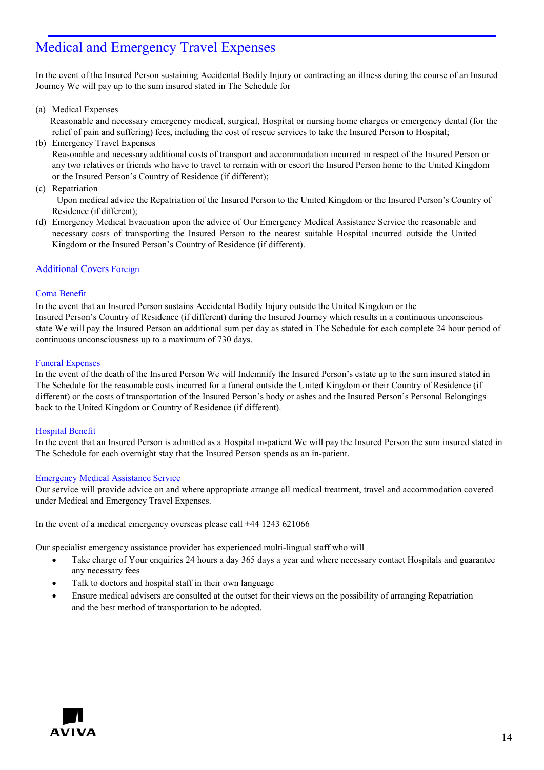# Medical and Emergency Travel Expenses

In the event of the Insured Person sustaining Accidental Bodily Injury or contracting an illness during the course of an Insured Journey We will pay up to the sum insured stated in The Schedule for

(a) Medical Expenses
Reasonable and necessary emergency medical, surgical, Hospital or nursing home charges or emergency dental (for the relief of pain and suffering) fees, including the cost of rescue services to take the Insured Person to Hospital;

(b) Emergency Travel Expenses
Reasonable and necessary additional costs of transport and accommodation incurred in respect of the Insured Person or any two relatives or friends who have to travel to remain with or escort the Insured Person home to the United Kingdom or the Insured Person's Country of Residence (if different);

(c) Repatriation
Upon medical advice the Repatriation of the Insured Person to the United Kingdom or the Insured Person's Country of Residence (if different);

(d) Emergency Medical Evacuation upon the advice of Our Emergency Medical Assistance Service the reasonable and necessary costs of transporting the Insured Person to the nearest suitable Hospital incurred outside the United Kingdom or the Insured Person's Country of Residence (if different).

## Additional Covers Foreign

### Coma Benefit

In the event that an Insured Person sustains Accidental Bodily Injury outside the United Kingdom or the Insured Person's Country of Residence (if different) during the Insured Journey which results in a continuous unconscious state We will pay the Insured Person an additional sum per day as stated in The Schedule for each complete 24 hour period of continuous unconsciousness up to a maximum of 730 days.

### Funeral Expenses

In the event of the death of the Insured Person We will Indemnify the Insured Person's estate up to the sum insured stated in The Schedule for the reasonable costs incurred for a funeral outside the United Kingdom or their Country of Residence (if different) or the costs of transportation of the Insured Person's body or ashes and the Insured Person's Personal Belongings back to the United Kingdom or Country of Residence (if different).

### Hospital Benefit

In the event that an Insured Person is admitted as a Hospital in-patient We will pay the Insured Person the sum insured stated in The Schedule for each overnight stay that the Insured Person spends as an in-patient.

### Emergency Medical Assistance Service

Our service will provide advice on and where appropriate arrange all medical treatment, travel and accommodation covered under Medical and Emergency Travel Expenses.

In the event of a medical emergency overseas please call +44 1243 621066

Our specialist emergency assistance provider has experienced multi-lingual staff who will

- Take charge of Your enquiries 24 hours a day 365 days a year and where necessary contact Hospitals and guarantee any necessary fees
- Talk to doctors and hospital staff in their own language
- Ensure medical advisers are consulted at the outset for their views on the possibility of arranging Repatriation and the best method of transportation to be adopted.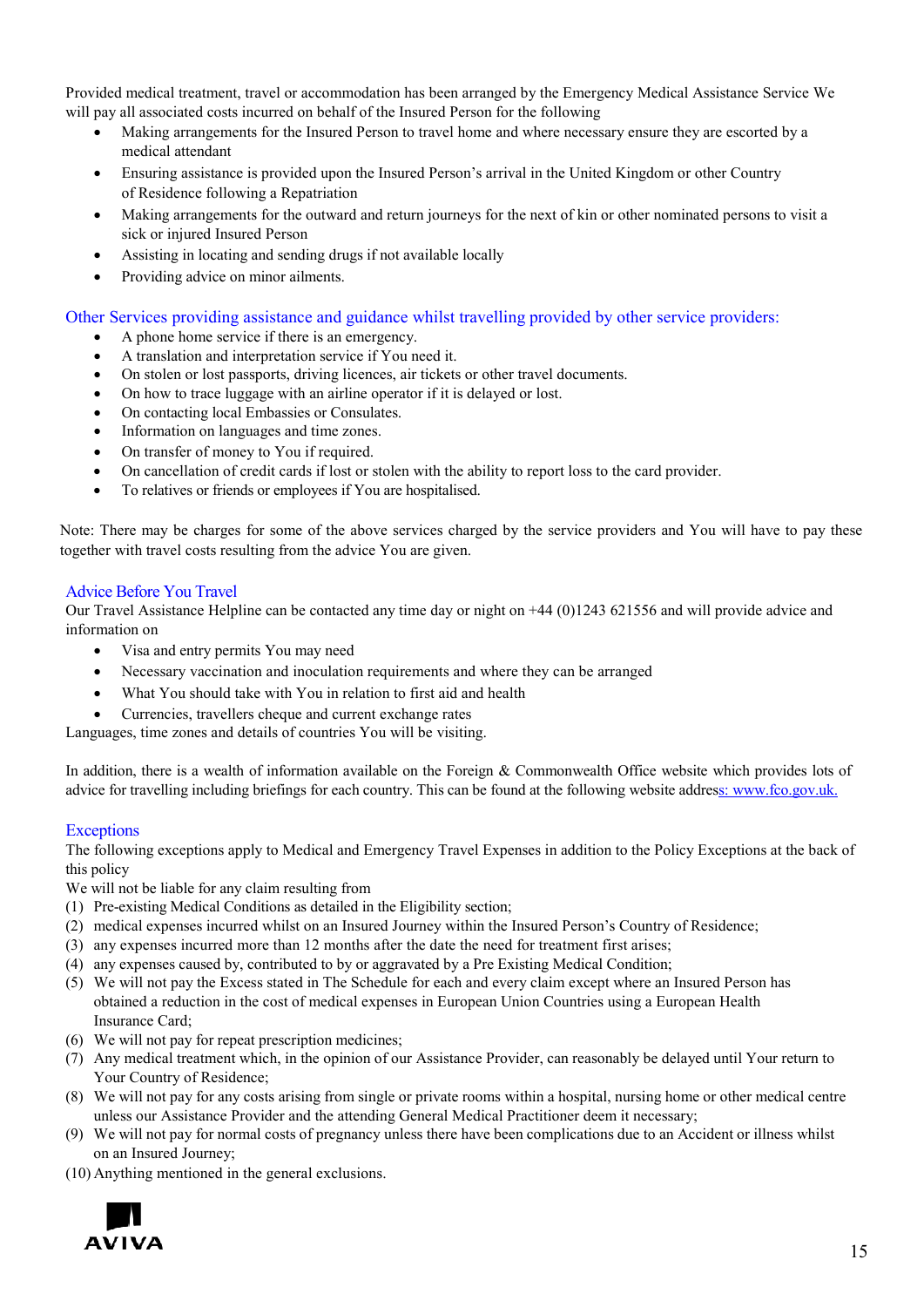Provided medical treatment, travel or accommodation has been arranged by the Emergency Medical Assistance Service We will pay all associated costs incurred on behalf of the Insured Person for the following

- Making arrangements for the Insured Person to travel home and where necessary ensure they are escorted by a medical attendant
- Ensuring assistance is provided upon the Insured Person's arrival in the United Kingdom or other Country of Residence following a Repatriation
- Making arrangements for the outward and return journeys for the next of kin or other nominated persons to visit a sick or injured Insured Person
- Assisting in locating and sending drugs if not available locally
- Providing advice on minor ailments.

## Other Services providing assistance and guidance whilst travelling provided by other service providers:

- A phone home service if there is an emergency.
- A translation and interpretation service if You need it.
- On stolen or lost passports, driving licences, air tickets or other travel documents.
- On how to trace luggage with an airline operator if it is delayed or lost.
- On contacting local Embassies or Consulates.
- Information on languages and time zones.
- On transfer of money to You if required.
- On cancellation of credit cards if lost or stolen with the ability to report loss to the card provider.
- To relatives or friends or employees if You are hospitalised.

Note: There may be charges for some of the above services charged by the service providers and You will have to pay these together with travel costs resulting from the advice You are given.

## Advice Before You Travel

Our Travel Assistance Helpline can be contacted any time day or night on +44 (0)1243 621556 and will provide advice and information on

- Visa and entry permits You may need
- Necessary vaccination and inoculation requirements and where they can be arranged
- What You should take with You in relation to first aid and health
- Currencies, travellers cheque and current exchange rates

Languages, time zones and details of countries You will be visiting.

In addition, there is a wealth of information available on the Foreign & Commonwealth Office website which provides lots of advice for travelling including briefings for each country. This can be found at the following website address: www.fco.gov.uk.

## Exceptions

The following exceptions apply to Medical and Emergency Travel Expenses in addition to the Policy Exceptions at the back of this policy

We will not be liable for any claim resulting from

(1) Pre-existing Medical Conditions as detailed in the Eligibility section;
(2) medical expenses incurred whilst on an Insured Journey within the Insured Person's Country of Residence;
(3) any expenses incurred more than 12 months after the date the need for treatment first arises;
(4) any expenses caused by, contributed to by or aggravated by a Pre Existing Medical Condition;
(5) We will not pay the Excess stated in The Schedule for each and every claim except where an Insured Person has obtained a reduction in the cost of medical expenses in European Union Countries using a European Health Insurance Card;
(6) We will not pay for repeat prescription medicines;
(7) Any medical treatment which, in the opinion of our Assistance Provider, can reasonably be delayed until Your return to Your Country of Residence;
(8) We will not pay for any costs arising from single or private rooms within a hospital, nursing home or other medical centre unless our Assistance Provider and the attending General Medical Practitioner deem it necessary;
(9) We will not pay for normal costs of pregnancy unless there have been complications due to an Accident or illness whilst on an Insured Journey;
(10) Anything mentioned in the general exclusions.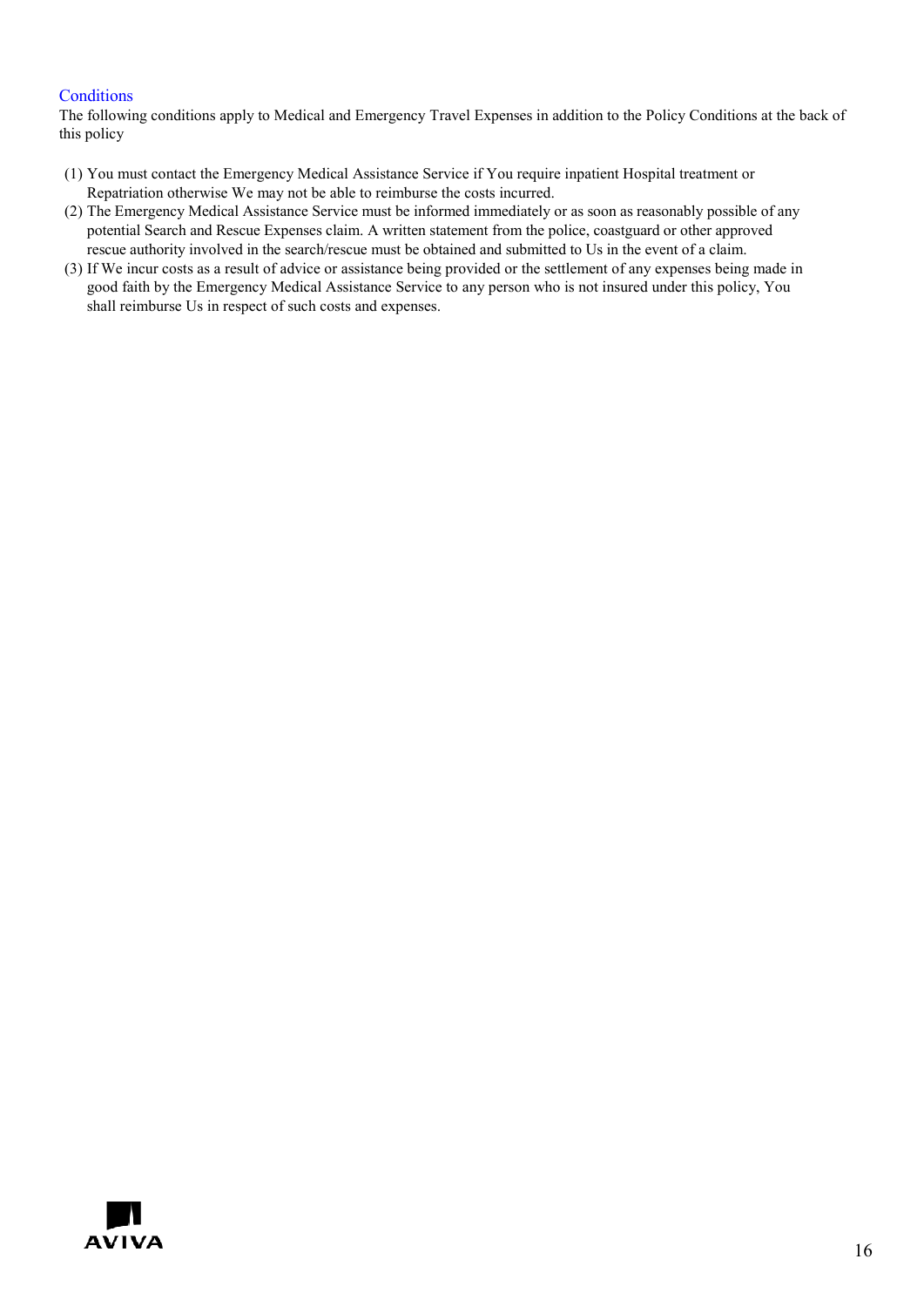### Conditions

The following conditions apply to Medical and Emergency Travel Expenses in addition to the Policy Conditions at the back of this policy

(1) You must contact the Emergency Medical Assistance Service if You require inpatient Hospital treatment or Repatriation otherwise We may not be able to reimburse the costs incurred.

(2) The Emergency Medical Assistance Service must be informed immediately or as soon as reasonably possible of any potential Search and Rescue Expenses claim. A written statement from the police, coastguard or other approved rescue authority involved in the search/rescue must be obtained and submitted to Us in the event of a claim.

(3) If We incur costs as a result of advice or assistance being provided or the settlement of any expenses being made in good faith by the Emergency Medical Assistance Service to any person who is not insured under this policy, You shall reimburse Us in respect of such costs and expenses.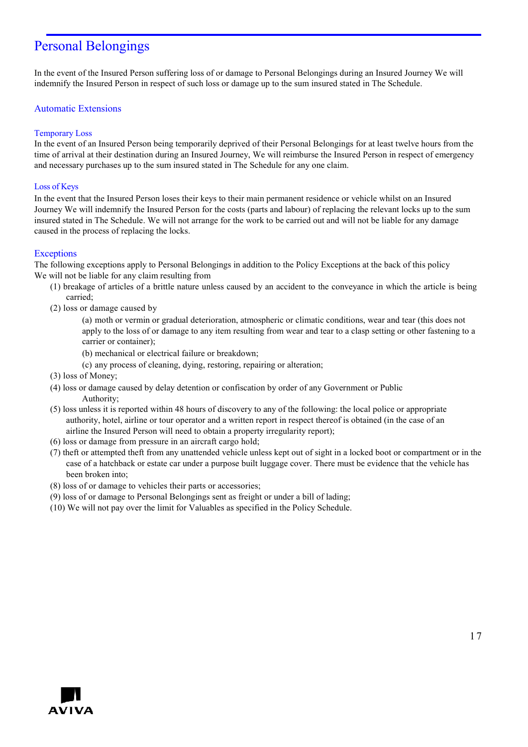# Personal Belongings

In the event of the Insured Person suffering loss of or damage to Personal Belongings during an Insured Journey We will indemnify the Insured Person in respect of such loss or damage up to the sum insured stated in The Schedule.

## Automatic Extensions

### Temporary Loss

In the event of an Insured Person being temporarily deprived of their Personal Belongings for at least twelve hours from the time of arrival at their destination during an Insured Journey, We will reimburse the Insured Person in respect of emergency and necessary purchases up to the sum insured stated in The Schedule for any one claim.

### Loss of Keys

In the event that the Insured Person loses their keys to their main permanent residence or vehicle whilst on an Insured Journey We will indemnify the Insured Person for the costs (parts and labour) of replacing the relevant locks up to the sum insured stated in The Schedule. We will not arrange for the work to be carried out and will not be liable for any damage caused in the process of replacing the locks.

## Exceptions

The following exceptions apply to Personal Belongings in addition to the Policy Exceptions at the back of this policy
We will not be liable for any claim resulting from

(1) breakage of articles of a brittle nature unless caused by an accident to the conveyance in which the article is being carried;

(2) loss or damage caused by

  (a) moth or vermin or gradual deterioration, atmospheric or climatic conditions, wear and tear (this does not apply to the loss of or damage to any item resulting from wear and tear to a clasp setting or other fastening to a carrier or container);

  (b) mechanical or electrical failure or breakdown;

  (c) any process of cleaning, dying, restoring, repairing or alteration;

(3) loss of Money;

(4) loss or damage caused by delay detention or confiscation by order of any Government or Public Authority;

(5) loss unless it is reported within 48 hours of discovery to any of the following: the local police or appropriate authority, hotel, airline or tour operator and a written report in respect thereof is obtained (in the case of an airline the Insured Person will need to obtain a property irregularity report);

(6) loss or damage from pressure in an aircraft cargo hold;

(7) theft or attempted theft from any unattended vehicle unless kept out of sight in a locked boot or compartment or in the case of a hatchback or estate car under a purpose built luggage cover. There must be evidence that the vehicle has been broken into;

(8) loss of or damage to vehicles their parts or accessories;

(9) loss of or damage to Personal Belongings sent as freight or under a bill of lading;

(10) We will not pay over the limit for Valuables as specified in the Policy Schedule.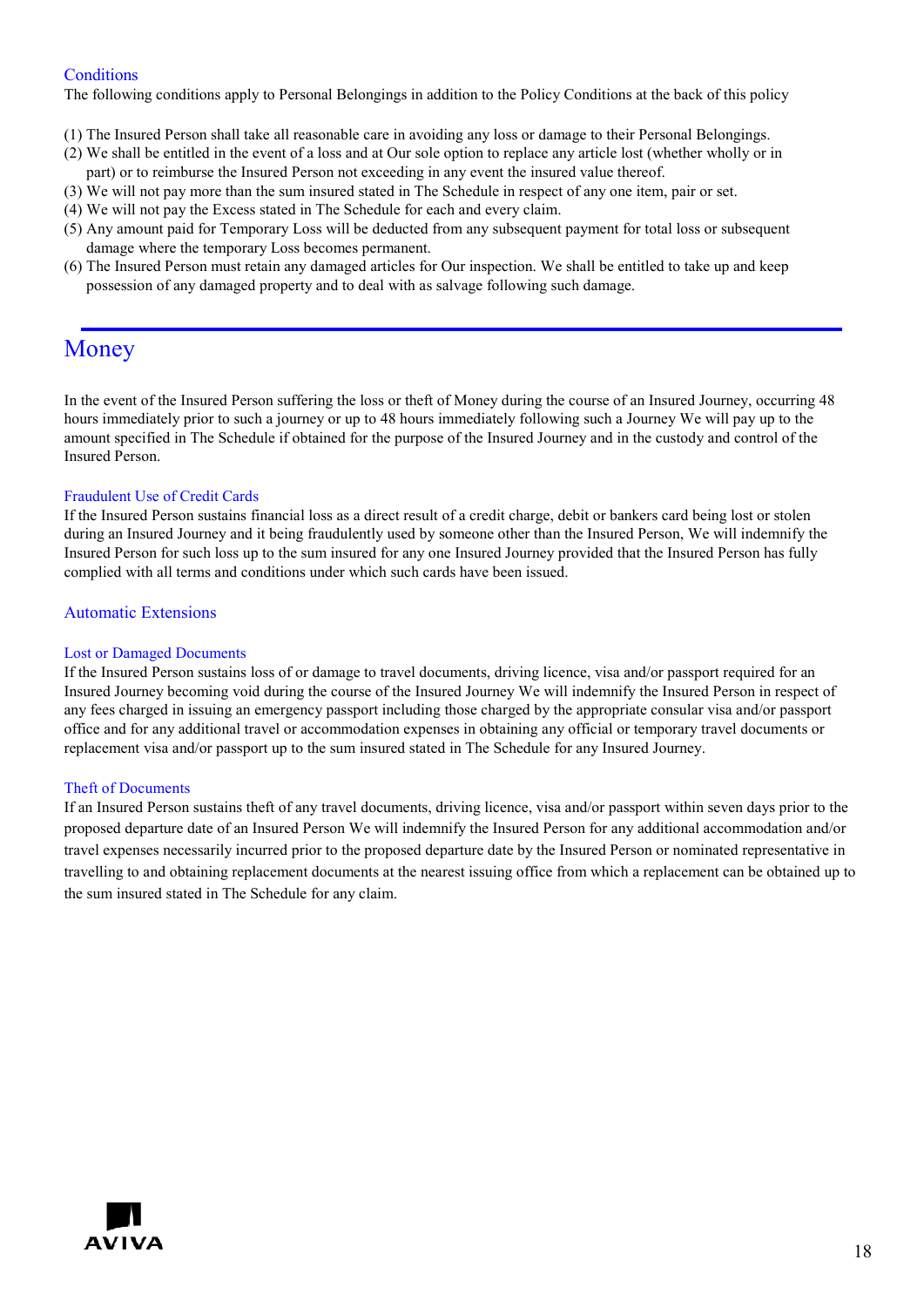### Conditions

The following conditions apply to Personal Belongings in addition to the Policy Conditions at the back of this policy

(1) The Insured Person shall take all reasonable care in avoiding any loss or damage to their Personal Belongings.
(2) We shall be entitled in the event of a loss and at Our sole option to replace any article lost (whether wholly or in part) or to reimburse the Insured Person not exceeding in any event the insured value thereof.
(3) We will not pay more than the sum insured stated in The Schedule in respect of any one item, pair or set.
(4) We will not pay the Excess stated in The Schedule for each and every claim.
(5) Any amount paid for Temporary Loss will be deducted from any subsequent payment for total loss or subsequent damage where the temporary Loss becomes permanent.
(6) The Insured Person must retain any damaged articles for Our inspection. We shall be entitled to take up and keep possession of any damaged property and to deal with as salvage following such damage.

## Money

In the event of the Insured Person suffering the loss or theft of Money during the course of an Insured Journey, occurring 48 hours immediately prior to such a journey or up to 48 hours immediately following such a Journey We will pay up to the amount specified in The Schedule if obtained for the purpose of the Insured Journey and in the custody and control of the Insured Person.

### Fraudulent Use of Credit Cards

If the Insured Person sustains financial loss as a direct result of a credit charge, debit or bankers card being lost or stolen during an Insured Journey and it being fraudulently used by someone other than the Insured Person, We will indemnify the Insured Person for such loss up to the sum insured for any one Insured Journey provided that the Insured Person has fully complied with all terms and conditions under which such cards have been issued.

### Automatic Extensions

### Lost or Damaged Documents

If the Insured Person sustains loss of or damage to travel documents, driving licence, visa and/or passport required for an Insured Journey becoming void during the course of the Insured Journey We will indemnify the Insured Person in respect of any fees charged in issuing an emergency passport including those charged by the appropriate consular visa and/or passport office and for any additional travel or accommodation expenses in obtaining any official or temporary travel documents or replacement visa and/or passport up to the sum insured stated in The Schedule for any Insured Journey.

### Theft of Documents

If an Insured Person sustains theft of any travel documents, driving licence, visa and/or passport within seven days prior to the proposed departure date of an Insured Person We will indemnify the Insured Person for any additional accommodation and/or travel expenses necessarily incurred prior to the proposed departure date by the Insured Person or nominated representative in travelling to and obtaining replacement documents at the nearest issuing office from which a replacement can be obtained up to the sum insured stated in The Schedule for any claim.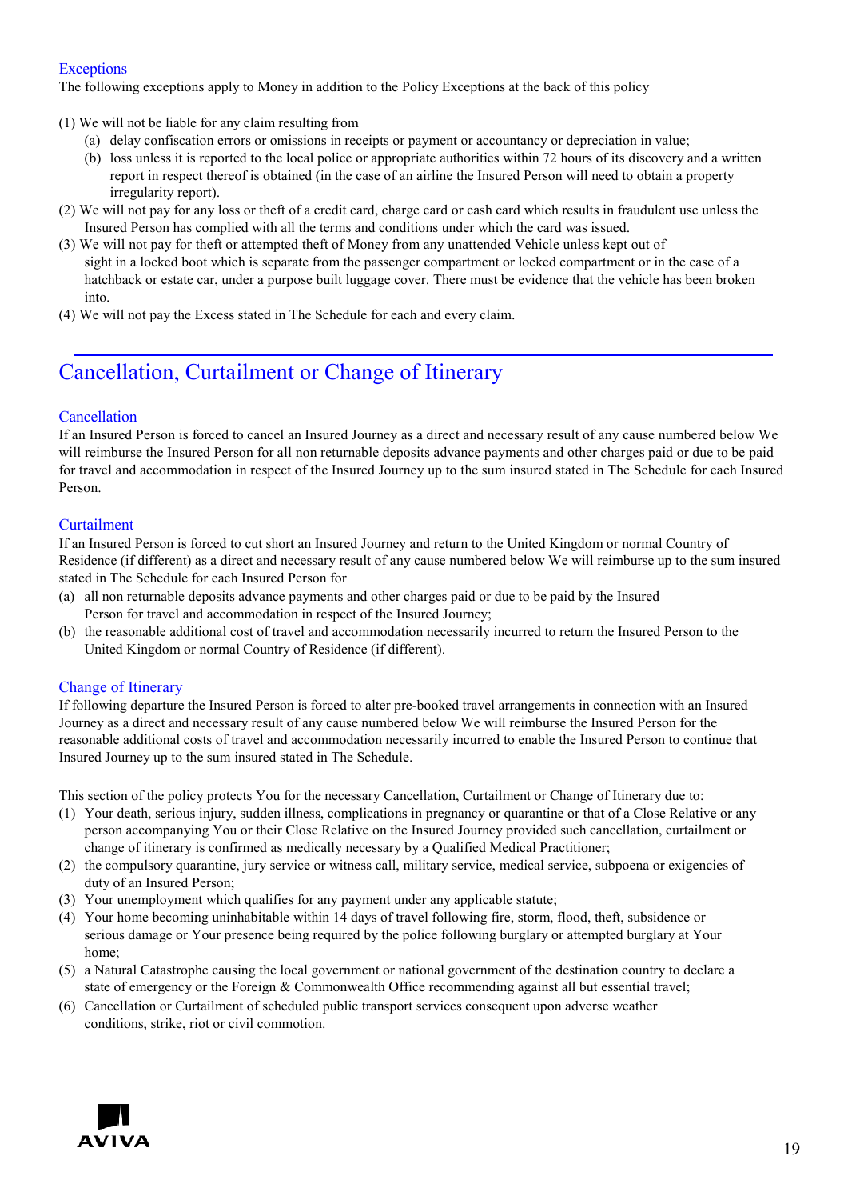### Exceptions

The following exceptions apply to Money in addition to the Policy Exceptions at the back of this policy

(1) We will not be liable for any claim resulting from
   - (a) delay confiscation errors or omissions in receipts or payment or accountancy or depreciation in value;
   - (b) loss unless it is reported to the local police or appropriate authorities within 72 hours of its discovery and a written report in respect thereof is obtained (in the case of an airline the Insured Person will need to obtain a property irregularity report).

(2) We will not pay for any loss or theft of a credit card, charge card or cash card which results in fraudulent use unless the Insured Person has complied with all the terms and conditions under which the card was issued.

(3) We will not pay for theft or attempted theft of Money from any unattended Vehicle unless kept out of sight in a locked boot which is separate from the passenger compartment or locked compartment or in the case of a hatchback or estate car, under a purpose built luggage cover. There must be evidence that the vehicle has been broken into.

(4) We will not pay the Excess stated in The Schedule for each and every claim.

## Cancellation, Curtailment or Change of Itinerary

### Cancellation

If an Insured Person is forced to cancel an Insured Journey as a direct and necessary result of any cause numbered below We will reimburse the Insured Person for all non returnable deposits advance payments and other charges paid or due to be paid for travel and accommodation in respect of the Insured Journey up to the sum insured stated in The Schedule for each Insured Person.

### Curtailment

If an Insured Person is forced to cut short an Insured Journey and return to the United Kingdom or normal Country of Residence (if different) as a direct and necessary result of any cause numbered below We will reimburse up to the sum insured stated in The Schedule for each Insured Person for

(a) all non returnable deposits advance payments and other charges paid or due to be paid by the Insured Person for travel and accommodation in respect of the Insured Journey;

(b) the reasonable additional cost of travel and accommodation necessarily incurred to return the Insured Person to the United Kingdom or normal Country of Residence (if different).

### Change of Itinerary

If following departure the Insured Person is forced to alter pre-booked travel arrangements in connection with an Insured Journey as a direct and necessary result of any cause numbered below We will reimburse the Insured Person for the reasonable additional costs of travel and accommodation necessarily incurred to enable the Insured Person to continue that Insured Journey up to the sum insured stated in The Schedule.

This section of the policy protects You for the necessary Cancellation, Curtailment or Change of Itinerary due to:

(1) Your death, serious injury, sudden illness, complications in pregnancy or quarantine or that of a Close Relative or any person accompanying You or their Close Relative on the Insured Journey provided such cancellation, curtailment or change of itinerary is confirmed as medically necessary by a Qualified Medical Practitioner;

(2) the compulsory quarantine, jury service or witness call, military service, medical service, subpoena or exigencies of duty of an Insured Person;

(3) Your unemployment which qualifies for any payment under any applicable statute;

(4) Your home becoming uninhabitable within 14 days of travel following fire, storm, flood, theft, subsidence or serious damage or Your presence being required by the police following burglary or attempted burglary at Your home;

(5) a Natural Catastrophe causing the local government or national government of the destination country to declare a state of emergency or the Foreign & Commonwealth Office recommending against all but essential travel;

(6) Cancellation or Curtailment of scheduled public transport services consequent upon adverse weather conditions, strike, riot or civil commotion.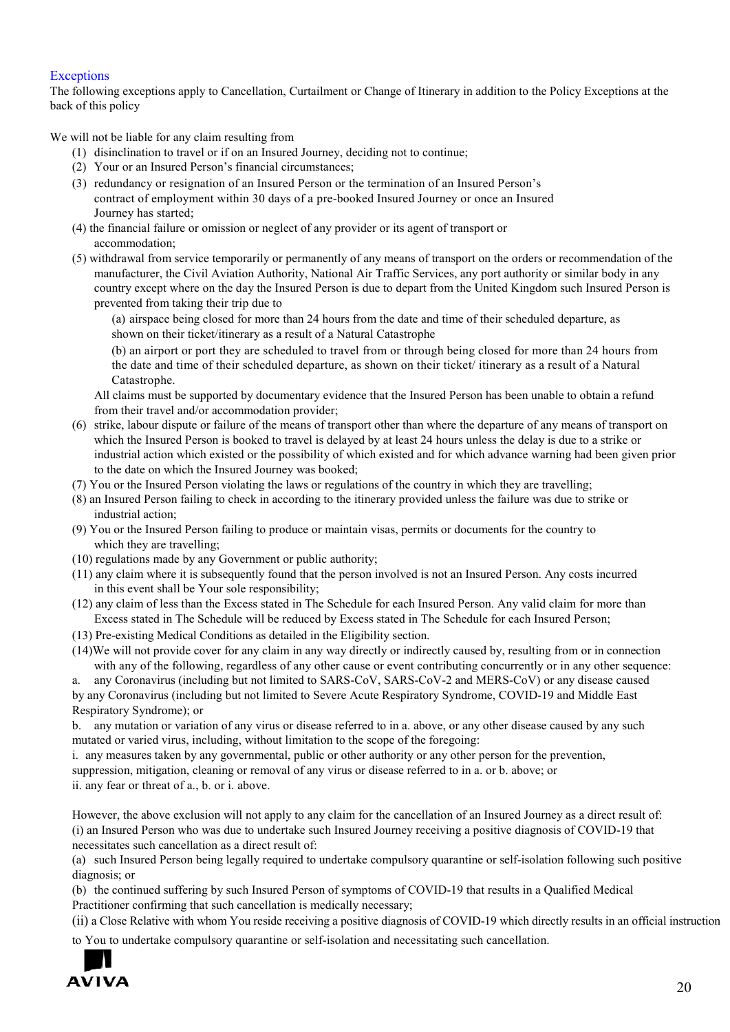## Exceptions

The following exceptions apply to Cancellation, Curtailment or Change of Itinerary in addition to the Policy Exceptions at the back of this policy

We will not be liable for any claim resulting from

(1) disinclination to travel or if on an Insured Journey, deciding not to continue;

(2) Your or an Insured Person's financial circumstances;

(3) redundancy or resignation of an Insured Person or the termination of an Insured Person's contract of employment within 30 days of a pre-booked Insured Journey or once an Insured Journey has started;

(4) the financial failure or omission or neglect of any provider or its agent of transport or accommodation;

(5) withdrawal from service temporarily or permanently of any means of transport on the orders or recommendation of the manufacturer, the Civil Aviation Authority, National Air Traffic Services, any port authority or similar body in any country except where on the day the Insured Person is due to depart from the United Kingdom such Insured Person is prevented from taking their trip due to

(a) airspace being closed for more than 24 hours from the date and time of their scheduled departure, as shown on their ticket/itinerary as a result of a Natural Catastrophe

(b) an airport or port they are scheduled to travel from or through being closed for more than 24 hours from the date and time of their scheduled departure, as shown on their ticket/ itinerary as a result of a Natural Catastrophe.

All claims must be supported by documentary evidence that the Insured Person has been unable to obtain a refund from their travel and/or accommodation provider;

(6) strike, labour dispute or failure of the means of transport other than where the departure of any means of transport on which the Insured Person is booked to travel is delayed by at least 24 hours unless the delay is due to a strike or industrial action which existed or the possibility of which existed and for which advance warning had been given prior to the date on which the Insured Journey was booked;

(7) You or the Insured Person violating the laws or regulations of the country in which they are travelling;

(8) an Insured Person failing to check in according to the itinerary provided unless the failure was due to strike or industrial action;

(9) You or the Insured Person failing to produce or maintain visas, permits or documents for the country to which they are travelling;

(10) regulations made by any Government or public authority;

(11) any claim where it is subsequently found that the person involved is not an Insured Person. Any costs incurred in this event shall be Your sole responsibility;

(12) any claim of less than the Excess stated in The Schedule for each Insured Person. Any valid claim for more than Excess stated in The Schedule will be reduced by Excess stated in The Schedule for each Insured Person;

(13) Pre-existing Medical Conditions as detailed in the Eligibility section.

(14) We will not provide cover for any claim in any way directly or indirectly caused by, resulting from or in connection with any of the following, regardless of any other cause or event contributing concurrently or in any other sequence:

a. any Coronavirus (including but not limited to SARS-CoV, SARS-CoV-2 and MERS-CoV) or any disease caused by any Coronavirus (including but not limited to Severe Acute Respiratory Syndrome, COVID-19 and Middle East Respiratory Syndrome); or

b. any mutation or variation of any virus or disease referred to in a. above, or any other disease caused by any such mutated or varied virus, including, without limitation to the scope of the foregoing:

i. any measures taken by any governmental, public or other authority or any other person for the prevention, suppression, mitigation, cleaning or removal of any virus or disease referred to in a. or b. above; or

ii. any fear or threat of a., b. or i. above.

However, the above exclusion will not apply to any claim for the cancellation of an Insured Journey as a direct result of:

(i) an Insured Person who was due to undertake such Insured Journey receiving a positive diagnosis of COVID-19 that necessitates such cancellation as a direct result of:

(a) such Insured Person being legally required to undertake compulsory quarantine or self-isolation following such positive diagnosis; or

(b) the continued suffering by such Insured Person of symptoms of COVID-19 that results in a Qualified Medical Practitioner confirming that such cancellation is medically necessary;

(ii) a Close Relative with whom You reside receiving a positive diagnosis of COVID-19 which directly results in an official instruction to You to undertake compulsory quarantine or self-isolation and necessitating such cancellation.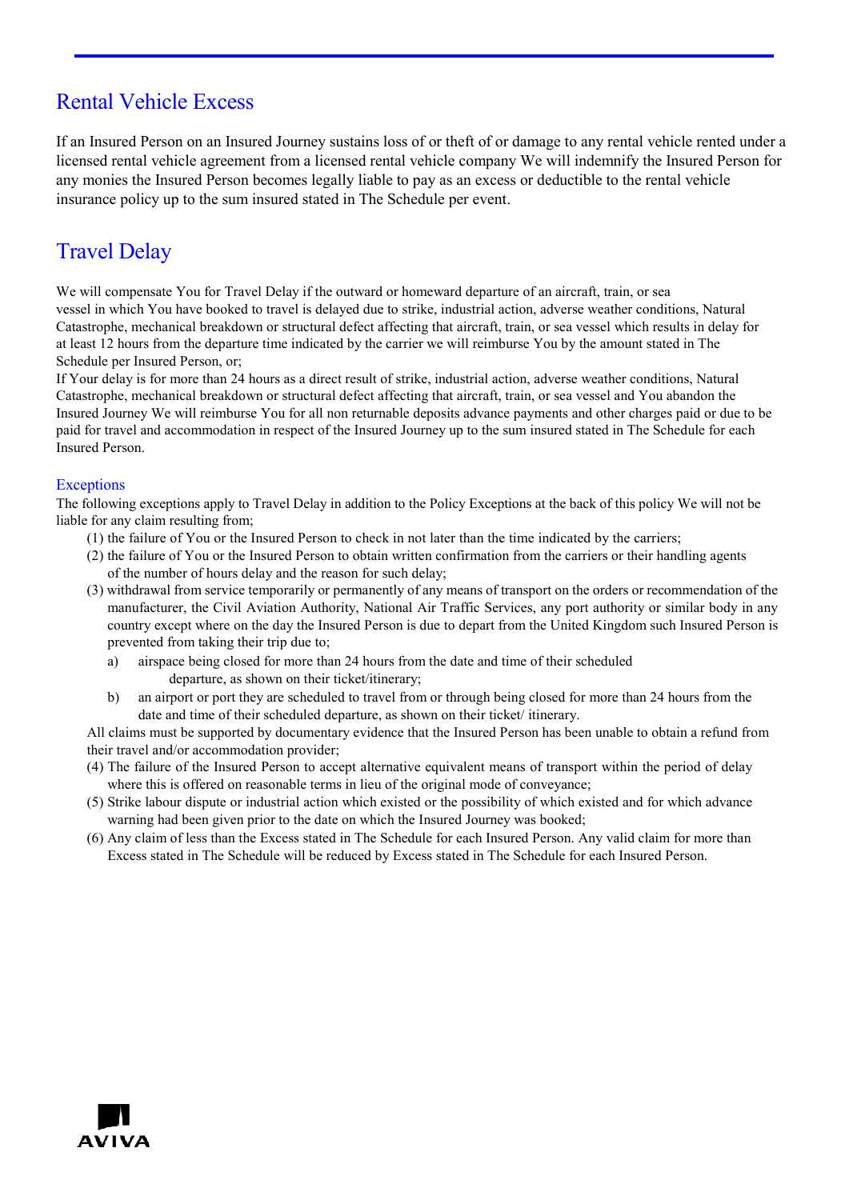## Rental Vehicle Excess

If an Insured Person on an Insured Journey sustains loss of or theft of or damage to any rental vehicle rented under a licensed rental vehicle agreement from a licensed rental vehicle company We will indemnify the Insured Person for any monies the Insured Person becomes legally liable to pay as an excess or deductible to the rental vehicle insurance policy up to the sum insured stated in The Schedule per event.

## Travel Delay

We will compensate You for Travel Delay if the outward or homeward departure of an aircraft, train, or sea vessel in which You have booked to travel is delayed due to strike, industrial action, adverse weather conditions, Natural Catastrophe, mechanical breakdown or structural defect affecting that aircraft, train, or sea vessel which results in delay for at least 12 hours from the departure time indicated by the carrier we will reimburse You by the amount stated in The Schedule per Insured Person, or;

If Your delay is for more than 24 hours as a direct result of strike, industrial action, adverse weather conditions, Natural Catastrophe, mechanical breakdown or structural defect affecting that aircraft, train, or sea vessel and You abandon the Insured Journey We will reimburse You for all non returnable deposits advance payments and other charges paid or due to be paid for travel and accommodation in respect of the Insured Journey up to the sum insured stated in The Schedule for each Insured Person.

### Exceptions

The following exceptions apply to Travel Delay in addition to the Policy Exceptions at the back of this policy We will not be liable for any claim resulting from;

(1) the failure of You or the Insured Person to check in not later than the time indicated by the carriers;

(2) the failure of You or the Insured Person to obtain written confirmation from the carriers or their handling agents of the number of hours delay and the reason for such delay;

(3) withdrawal from service temporarily or permanently of any means of transport on the orders or recommendation of the manufacturer, the Civil Aviation Authority, National Air Traffic Services, any port authority or similar body in any country except where on the day the Insured Person is due to depart from the United Kingdom such Insured Person is prevented from taking their trip due to;

   a) airspace being closed for more than 24 hours from the date and time of their scheduled departure, as shown on their ticket/itinerary;

   b) an airport or port they are scheduled to travel from or through being closed for more than 24 hours from the date and time of their scheduled departure, as shown on their ticket/ itinerary.

   All claims must be supported by documentary evidence that the Insured Person has been unable to obtain a refund from their travel and/or accommodation provider;

(4) The failure of the Insured Person to accept alternative equivalent means of transport within the period of delay where this is offered on reasonable terms in lieu of the original mode of conveyance;

(5) Strike labour dispute or industrial action which existed or the possibility of which existed and for which advance warning had been given prior to the date on which the Insured Journey was booked;

(6) Any claim of less than the Excess stated in The Schedule for each Insured Person. Any valid claim for more than Excess stated in The Schedule will be reduced by Excess stated in The Schedule for each Insured Person.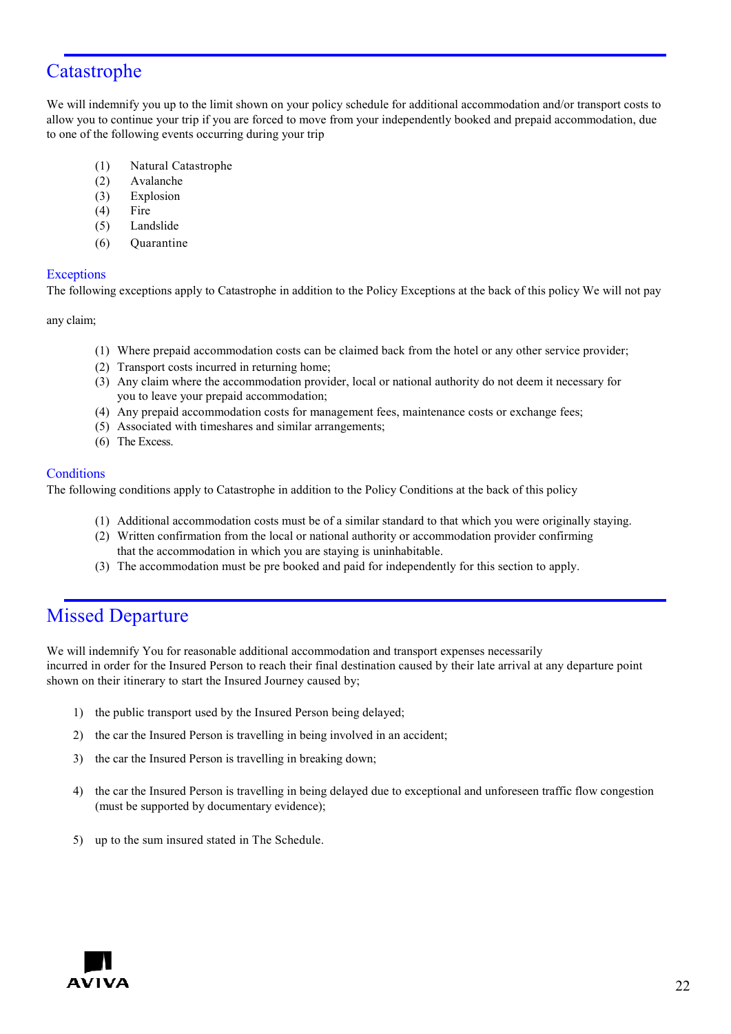## Catastrophe

We will indemnify you up to the limit shown on your policy schedule for additional accommodation and/or transport costs to allow you to continue your trip if you are forced to move from your independently booked and prepaid accommodation, due to one of the following events occurring during your trip

(1) Natural Catastrophe
(2) Avalanche
(3) Explosion
(4) Fire
(5) Landslide
(6) Quarantine

### Exceptions

The following exceptions apply to Catastrophe in addition to the Policy Exceptions at the back of this policy We will not pay

any claim;

(1) Where prepaid accommodation costs can be claimed back from the hotel or any other service provider;
(2) Transport costs incurred in returning home;
(3) Any claim where the accommodation provider, local or national authority do not deem it necessary for you to leave your prepaid accommodation;
(4) Any prepaid accommodation costs for management fees, maintenance costs or exchange fees;
(5) Associated with timeshares and similar arrangements;
(6) The Excess.

### Conditions

The following conditions apply to Catastrophe in addition to the Policy Conditions at the back of this policy

(1) Additional accommodation costs must be of a similar standard to that which you were originally staying.
(2) Written confirmation from the local or national authority or accommodation provider confirming that the accommodation in which you are staying is uninhabitable.
(3) The accommodation must be pre booked and paid for independently for this section to apply.

## Missed Departure

We will indemnify You for reasonable additional accommodation and transport expenses necessarily incurred in order for the Insured Person to reach their final destination caused by their late arrival at any departure point shown on their itinerary to start the Insured Journey caused by;

1) the public transport used by the Insured Person being delayed;

2) the car the Insured Person is travelling in being involved in an accident;

3) the car the Insured Person is travelling in breaking down;

4) the car the Insured Person is travelling in being delayed due to exceptional and unforeseen traffic flow congestion (must be supported by documentary evidence);

5) up to the sum insured stated in The Schedule.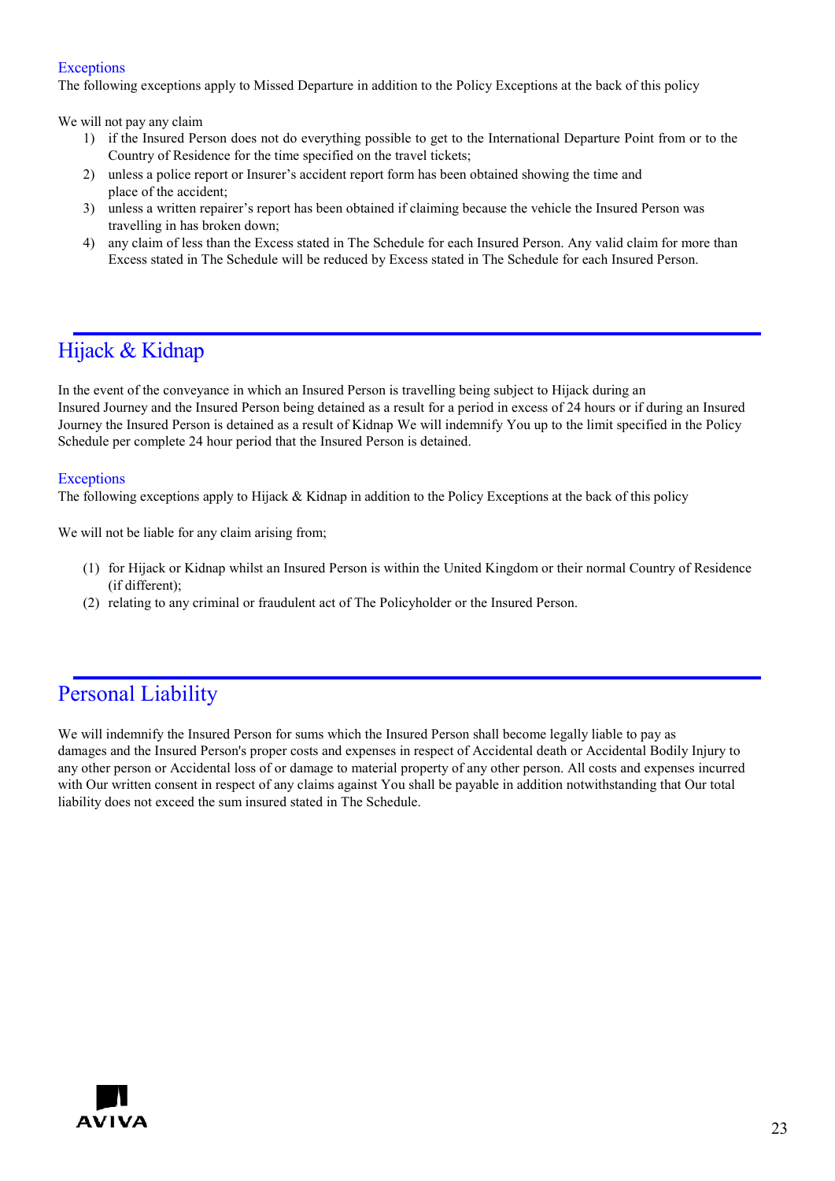### Exceptions

The following exceptions apply to Missed Departure in addition to the Policy Exceptions at the back of this policy

We will not pay any claim

1) if the Insured Person does not do everything possible to get to the International Departure Point from or to the Country of Residence for the time specified on the travel tickets;
2) unless a police report or Insurer's accident report form has been obtained showing the time and place of the accident;
3) unless a written repairer's report has been obtained if claiming because the vehicle the Insured Person was travelling in has broken down;
4) any claim of less than the Excess stated in The Schedule for each Insured Person. Any valid claim for more than Excess stated in The Schedule will be reduced by Excess stated in The Schedule for each Insured Person.

## Hijack & Kidnap

In the event of the conveyance in which an Insured Person is travelling being subject to Hijack during an Insured Journey and the Insured Person being detained as a result for a period in excess of 24 hours or if during an Insured Journey the Insured Person is detained as a result of Kidnap We will indemnify You up to the limit specified in the Policy Schedule per complete 24 hour period that the Insured Person is detained.

### Exceptions

The following exceptions apply to Hijack & Kidnap in addition to the Policy Exceptions at the back of this policy

We will not be liable for any claim arising from;

(1) for Hijack or Kidnap whilst an Insured Person is within the United Kingdom or their normal Country of Residence (if different);
(2) relating to any criminal or fraudulent act of The Policyholder or the Insured Person.

## Personal Liability

We will indemnify the Insured Person for sums which the Insured Person shall become legally liable to pay as damages and the Insured Person's proper costs and expenses in respect of Accidental death or Accidental Bodily Injury to any other person or Accidental loss of or damage to material property of any other person. All costs and expenses incurred with Our written consent in respect of any claims against You shall be payable in addition notwithstanding that Our total liability does not exceed the sum insured stated in The Schedule.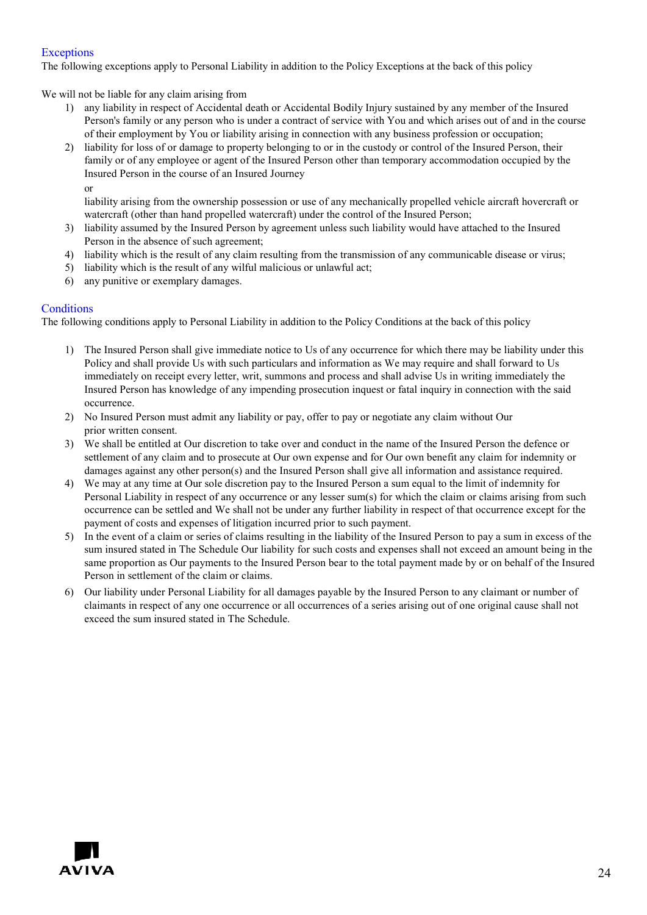### Exceptions

The following exceptions apply to Personal Liability in addition to the Policy Exceptions at the back of this policy

We will not be liable for any claim arising from

1) any liability in respect of Accidental death or Accidental Bodily Injury sustained by any member of the Insured Person's family or any person who is under a contract of service with You and which arises out of and in the course of their employment by You or liability arising in connection with any business profession or occupation;
2) liability for loss of or damage to property belonging to or in the custody or control of the Insured Person, their family or of any employee or agent of the Insured Person other than temporary accommodation occupied by the Insured Person in the course of an Insured Journey

   or

   liability arising from the ownership possession or use of any mechanically propelled vehicle aircraft hovercraft or watercraft (other than hand propelled watercraft) under the control of the Insured Person;
3) liability assumed by the Insured Person by agreement unless such liability would have attached to the Insured Person in the absence of such agreement;
4) liability which is the result of any claim resulting from the transmission of any communicable disease or virus;
5) liability which is the result of any wilful malicious or unlawful act;
6) any punitive or exemplary damages.

### Conditions

The following conditions apply to Personal Liability in addition to the Policy Conditions at the back of this policy

1) The Insured Person shall give immediate notice to Us of any occurrence for which there may be liability under this Policy and shall provide Us with such particulars and information as We may require and shall forward to Us immediately on receipt every letter, writ, summons and process and shall advise Us in writing immediately the Insured Person has knowledge of any impending prosecution inquest or fatal inquiry in connection with the said occurrence.
2) No Insured Person must admit any liability or pay, offer to pay or negotiate any claim without Our prior written consent.
3) We shall be entitled at Our discretion to take over and conduct in the name of the Insured Person the defence or settlement of any claim and to prosecute at Our own expense and for Our own benefit any claim for indemnity or damages against any other person(s) and the Insured Person shall give all information and assistance required.
4) We may at any time at Our sole discretion pay to the Insured Person a sum equal to the limit of indemnity for Personal Liability in respect of any occurrence or any lesser sum(s) for which the claim or claims arising from such occurrence can be settled and We shall not be under any further liability in respect of that occurrence except for the payment of costs and expenses of litigation incurred prior to such payment.
5) In the event of a claim or series of claims resulting in the liability of the Insured Person to pay a sum in excess of the sum insured stated in The Schedule Our liability for such costs and expenses shall not exceed an amount being in the same proportion as Our payments to the Insured Person bear to the total payment made by or on behalf of the Insured Person in settlement of the claim or claims.
6) Our liability under Personal Liability for all damages payable by the Insured Person to any claimant or number of claimants in respect of any one occurrence or all occurrences of a series arising out of one original cause shall not exceed the sum insured stated in The Schedule.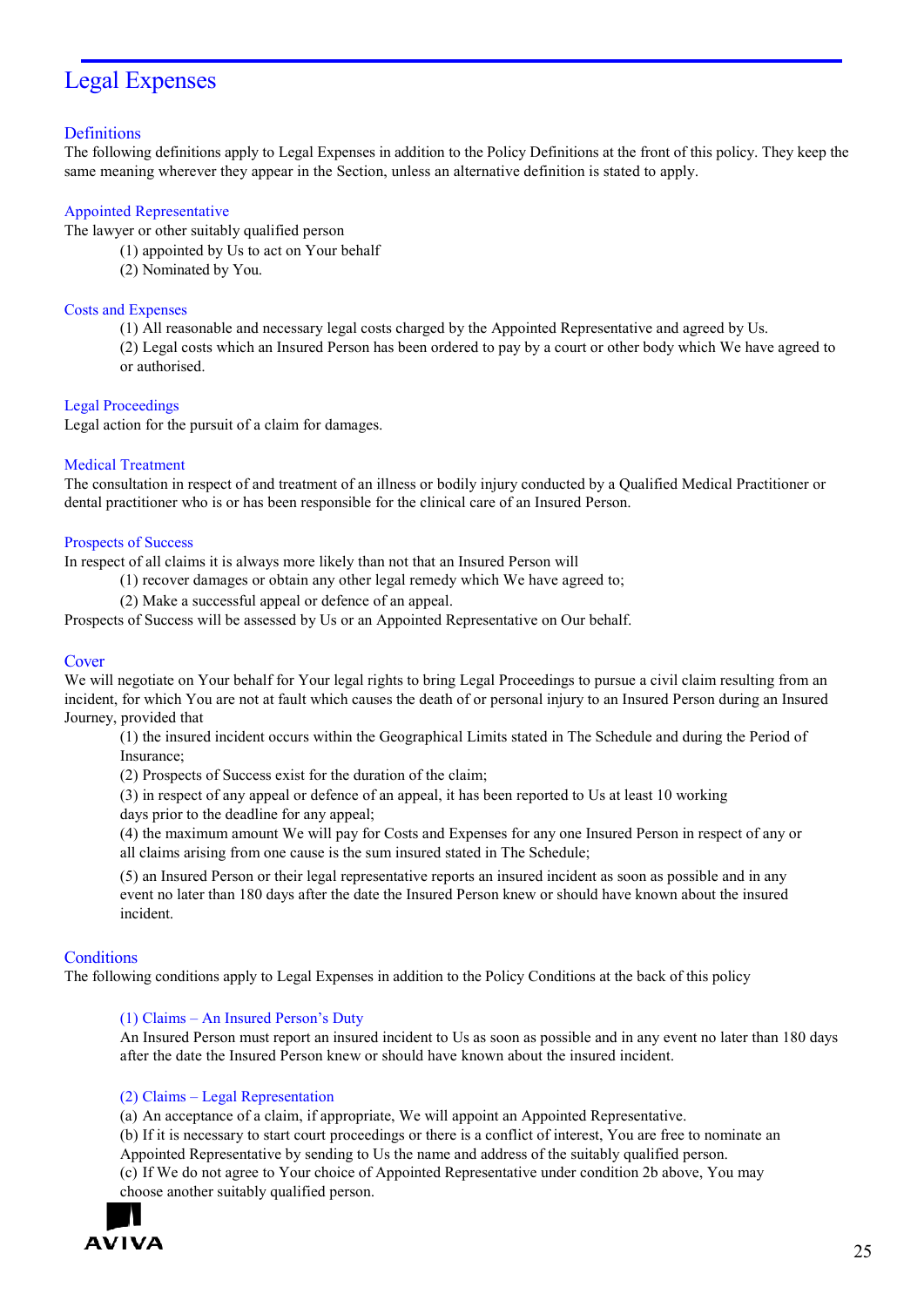# Legal Expenses

## Definitions

The following definitions apply to Legal Expenses in addition to the Policy Definitions at the front of this policy. They keep the same meaning wherever they appear in the Section, unless an alternative definition is stated to apply.

### Appointed Representative

The lawyer or other suitably qualified person

(1) appointed by Us to act on Your behalf
(2) Nominated by You.

### Costs and Expenses

(1) All reasonable and necessary legal costs charged by the Appointed Representative and agreed by Us.
(2) Legal costs which an Insured Person has been ordered to pay by a court or other body which We have agreed to or authorised.

### Legal Proceedings

Legal action for the pursuit of a claim for damages.

### Medical Treatment

The consultation in respect of and treatment of an illness or bodily injury conducted by a Qualified Medical Practitioner or dental practitioner who is or has been responsible for the clinical care of an Insured Person.

### Prospects of Success

In respect of all claims it is always more likely than not that an Insured Person will

(1) recover damages or obtain any other legal remedy which We have agreed to;
(2) Make a successful appeal or defence of an appeal.

Prospects of Success will be assessed by Us or an Appointed Representative on Our behalf.

## Cover

We will negotiate on Your behalf for Your legal rights to bring Legal Proceedings to pursue a civil claim resulting from an incident, for which You are not at fault which causes the death of or personal injury to an Insured Person during an Insured Journey, provided that

(1) the insured incident occurs within the Geographical Limits stated in The Schedule and during the Period of Insurance;
(2) Prospects of Success exist for the duration of the claim;
(3) in respect of any appeal or defence of an appeal, it has been reported to Us at least 10 working days prior to the deadline for any appeal;
(4) the maximum amount We will pay for Costs and Expenses for any one Insured Person in respect of any or all claims arising from one cause is the sum insured stated in The Schedule;
(5) an Insured Person or their legal representative reports an insured incident as soon as possible and in any event no later than 180 days after the date the Insured Person knew or should have known about the insured incident.

## Conditions

The following conditions apply to Legal Expenses in addition to the Policy Conditions at the back of this policy

### (1) Claims – An Insured Person's Duty

An Insured Person must report an insured incident to Us as soon as possible and in any event no later than 180 days after the date the Insured Person knew or should have known about the insured incident.

### (2) Claims – Legal Representation

(a) An acceptance of a claim, if appropriate, We will appoint an Appointed Representative.
(b) If it is necessary to start court proceedings or there is a conflict of interest, You are free to nominate an Appointed Representative by sending to Us the name and address of the suitably qualified person.
(c) If We do not agree to Your choice of Appointed Representative under condition 2b above, You may choose another suitably qualified person.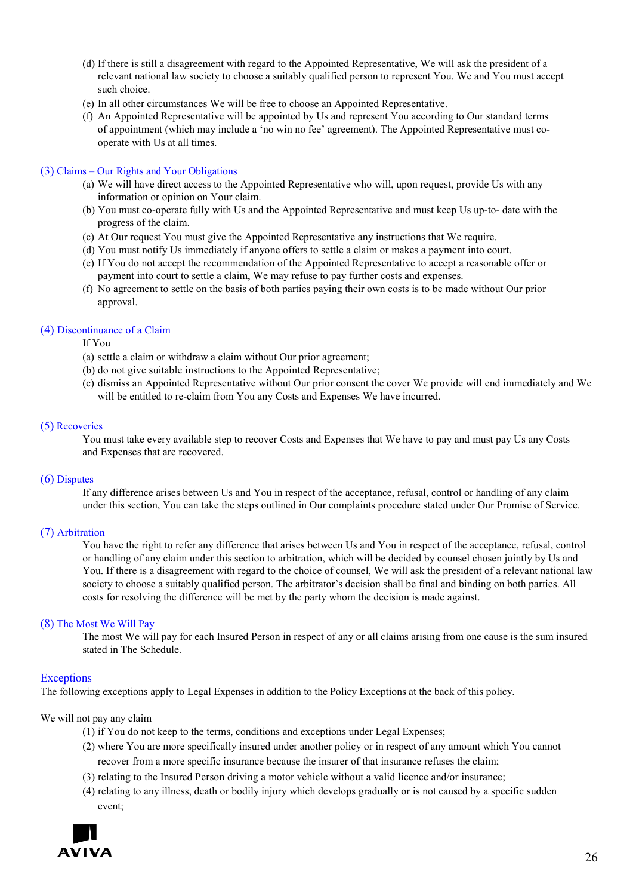(d) If there is still a disagreement with regard to the Appointed Representative, We will ask the president of a relevant national law society to choose a suitably qualified person to represent You. We and You must accept such choice.

(e) In all other circumstances We will be free to choose an Appointed Representative.

(f) An Appointed Representative will be appointed by Us and represent You according to Our standard terms of appointment (which may include a 'no win no fee' agreement). The Appointed Representative must co-operate with Us at all times.

### (3) Claims – Our Rights and Your Obligations

(a) We will have direct access to the Appointed Representative who will, upon request, provide Us with any information or opinion on Your claim.

(b) You must co-operate fully with Us and the Appointed Representative and must keep Us up-to- date with the progress of the claim.

(c) At Our request You must give the Appointed Representative any instructions that We require.

(d) You must notify Us immediately if anyone offers to settle a claim or makes a payment into court.

(e) If You do not accept the recommendation of the Appointed Representative to accept a reasonable offer or payment into court to settle a claim, We may refuse to pay further costs and expenses.

(f) No agreement to settle on the basis of both parties paying their own costs is to be made without Our prior approval.

### (4) Discontinuance of a Claim

If You

(a) settle a claim or withdraw a claim without Our prior agreement;

(b) do not give suitable instructions to the Appointed Representative;

(c) dismiss an Appointed Representative without Our prior consent the cover We provide will end immediately and We will be entitled to re-claim from You any Costs and Expenses We have incurred.

### (5) Recoveries

You must take every available step to recover Costs and Expenses that We have to pay and must pay Us any Costs and Expenses that are recovered.

### (6) Disputes

If any difference arises between Us and You in respect of the acceptance, refusal, control or handling of any claim under this section, You can take the steps outlined in Our complaints procedure stated under Our Promise of Service.

### (7) Arbitration

You have the right to refer any difference that arises between Us and You in respect of the acceptance, refusal, control or handling of any claim under this section to arbitration, which will be decided by counsel chosen jointly by Us and You. If there is a disagreement with regard to the choice of counsel, We will ask the president of a relevant national law society to choose a suitably qualified person. The arbitrator's decision shall be final and binding on both parties. All costs for resolving the difference will be met by the party whom the decision is made against.

### (8) The Most We Will Pay

The most We will pay for each Insured Person in respect of any or all claims arising from one cause is the sum insured stated in The Schedule.

## Exceptions

The following exceptions apply to Legal Expenses in addition to the Policy Exceptions at the back of this policy.

We will not pay any claim

(1) if You do not keep to the terms, conditions and exceptions under Legal Expenses;

(2) where You are more specifically insured under another policy or in respect of any amount which You cannot recover from a more specific insurance because the insurer of that insurance refuses the claim;

(3) relating to the Insured Person driving a motor vehicle without a valid licence and/or insurance;

(4) relating to any illness, death or bodily injury which develops gradually or is not caused by a specific sudden event;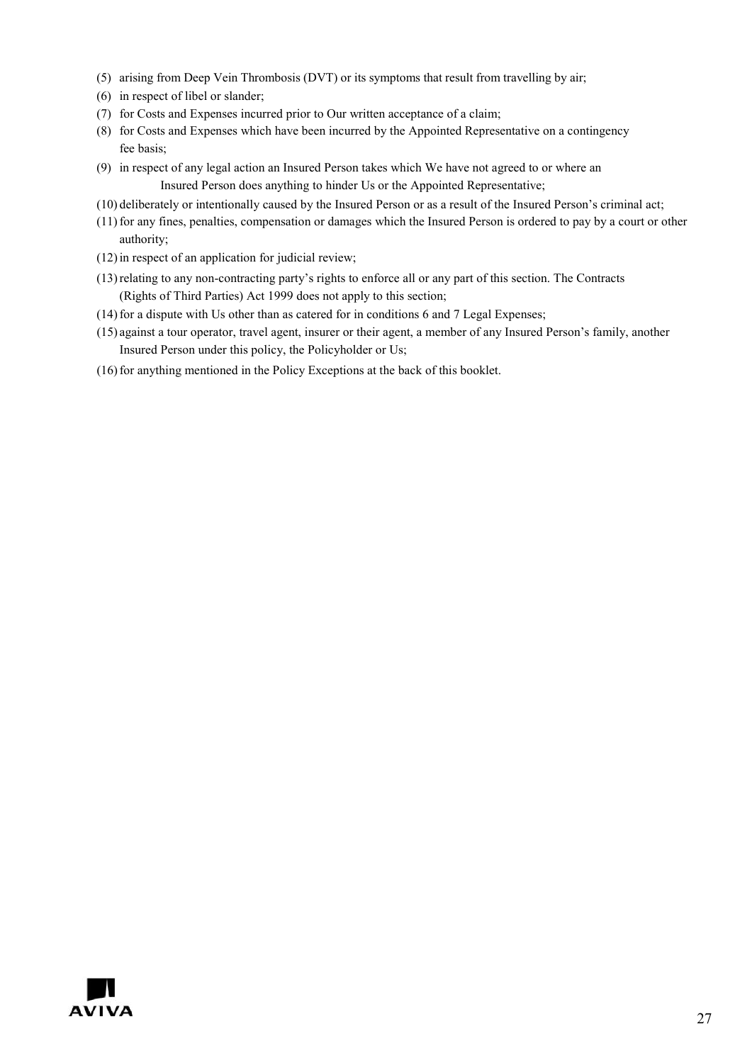(5) arising from Deep Vein Thrombosis (DVT) or its symptoms that result from travelling by air;

(6) in respect of libel or slander;

(7) for Costs and Expenses incurred prior to Our written acceptance of a claim;

(8) for Costs and Expenses which have been incurred by the Appointed Representative on a contingency fee basis;

(9) in respect of any legal action an Insured Person takes which We have not agreed to or where an Insured Person does anything to hinder Us or the Appointed Representative;

(10) deliberately or intentionally caused by the Insured Person or as a result of the Insured Person's criminal act;

(11) for any fines, penalties, compensation or damages which the Insured Person is ordered to pay by a court or other authority;

(12) in respect of an application for judicial review;

(13) relating to any non-contracting party's rights to enforce all or any part of this section. The Contracts (Rights of Third Parties) Act 1999 does not apply to this section;

(14) for a dispute with Us other than as catered for in conditions 6 and 7 Legal Expenses;

(15) against a tour operator, travel agent, insurer or their agent, a member of any Insured Person's family, another Insured Person under this policy, the Policyholder or Us;

(16) for anything mentioned in the Policy Exceptions at the back of this booklet.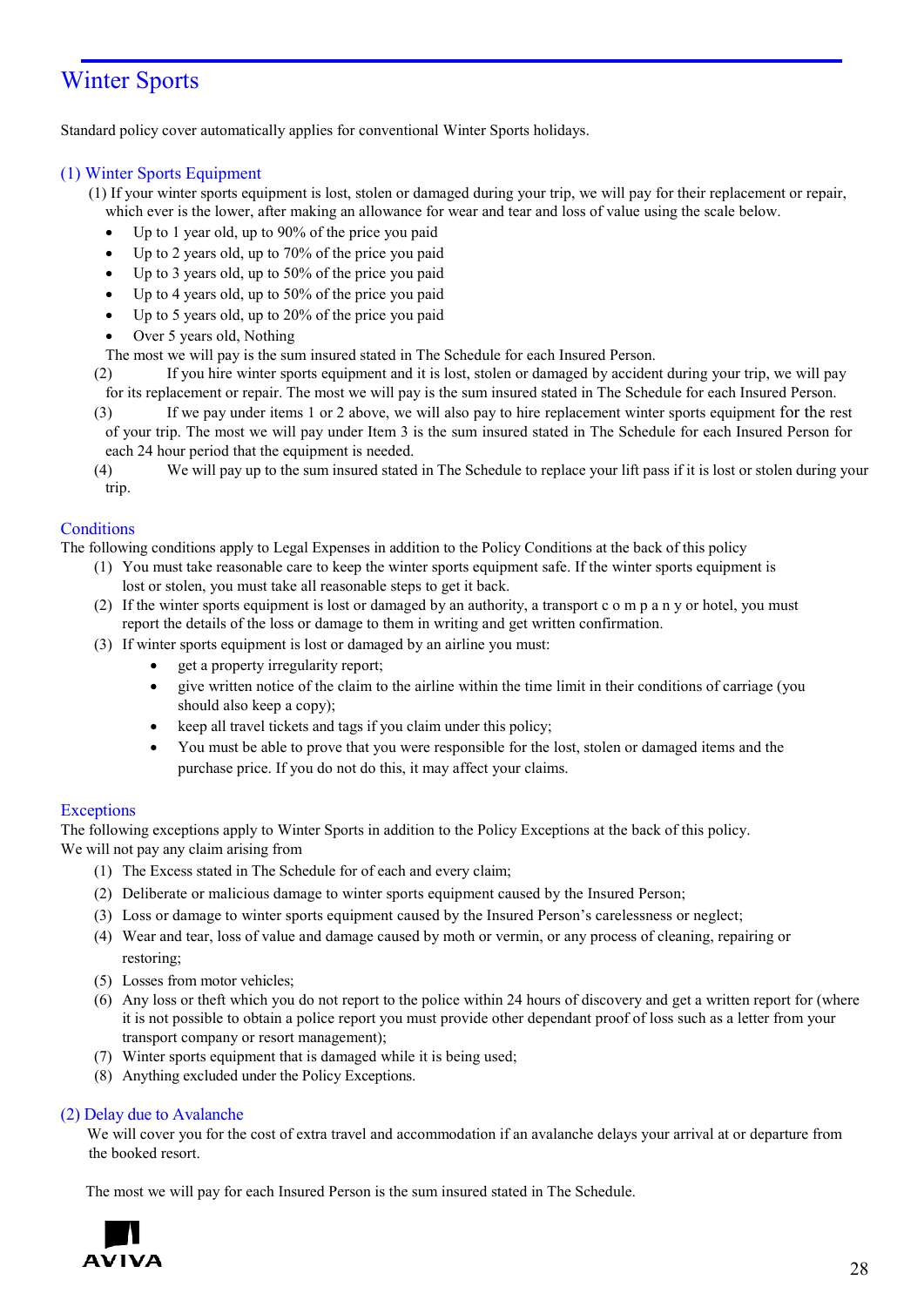# Winter Sports

Standard policy cover automatically applies for conventional Winter Sports holidays.

## (1) Winter Sports Equipment

(1) If your winter sports equipment is lost, stolen or damaged during your trip, we will pay for their replacement or repair, which ever is the lower, after making an allowance for wear and tear and loss of value using the scale below.

- Up to 1 year old, up to 90% of the price you paid
- Up to 2 years old, up to 70% of the price you paid
- Up to 3 years old, up to 50% of the price you paid
- Up to 4 years old, up to 50% of the price you paid
- Up to 5 years old, up to 20% of the price you paid
- Over 5 years old, Nothing

The most we will pay is the sum insured stated in The Schedule for each Insured Person.

(2) If you hire winter sports equipment and it is lost, stolen or damaged by accident during your trip, we will pay for its replacement or repair. The most we will pay is the sum insured stated in The Schedule for each Insured Person.

(3) If we pay under items 1 or 2 above, we will also pay to hire replacement winter sports equipment for the rest of your trip. The most we will pay under Item 3 is the sum insured stated in The Schedule for each Insured Person for each 24 hour period that the equipment is needed.

(4) We will pay up to the sum insured stated in The Schedule to replace your lift pass if it is lost or stolen during your trip.

## Conditions

The following conditions apply to Legal Expenses in addition to the Policy Conditions at the back of this policy

1. You must take reasonable care to keep the winter sports equipment safe. If the winter sports equipment is lost or stolen, you must take all reasonable steps to get it back.
2. If the winter sports equipment is lost or damaged by an authority, a transport c o m p a n y or hotel, you must report the details of the loss or damage to them in writing and get written confirmation.
3. If winter sports equipment is lost or damaged by an airline you must:
   - get a property irregularity report;
   - give written notice of the claim to the airline within the time limit in their conditions of carriage (you should also keep a copy);
   - keep all travel tickets and tags if you claim under this policy;
   - You must be able to prove that you were responsible for the lost, stolen or damaged items and the purchase price. If you do not do this, it may affect your claims.

## Exceptions

The following exceptions apply to Winter Sports in addition to the Policy Exceptions at the back of this policy.
We will not pay any claim arising from

1. The Excess stated in The Schedule for of each and every claim;
2. Deliberate or malicious damage to winter sports equipment caused by the Insured Person;
3. Loss or damage to winter sports equipment caused by the Insured Person's carelessness or neglect;
4. Wear and tear, loss of value and damage caused by moth or vermin, or any process of cleaning, repairing or restoring;
5. Losses from motor vehicles;
6. Any loss or theft which you do not report to the police within 24 hours of discovery and get a written report for (where it is not possible to obtain a police report you must provide other dependant proof of loss such as a letter from your transport company or resort management);
7. Winter sports equipment that is damaged while it is being used;
8. Anything excluded under the Policy Exceptions.

## (2) Delay due to Avalanche

We will cover you for the cost of extra travel and accommodation if an avalanche delays your arrival at or departure from the booked resort.

The most we will pay for each Insured Person is the sum insured stated in The Schedule.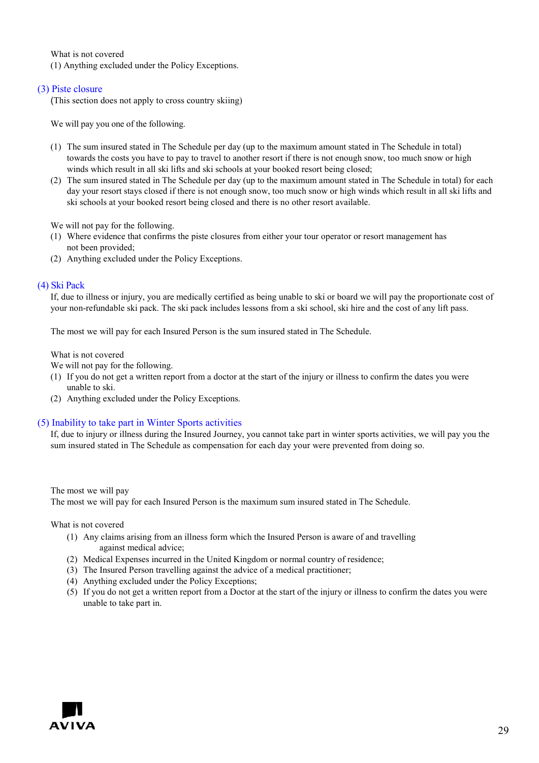What is not covered

(1) Anything excluded under the Policy Exceptions.

### (3) Piste closure

(This section does not apply to cross country skiing)

We will pay you one of the following.

(1) The sum insured stated in The Schedule per day (up to the maximum amount stated in The Schedule in total) towards the costs you have to pay to travel to another resort if there is not enough snow, too much snow or high winds which result in all ski lifts and ski schools at your booked resort being closed;
(2) The sum insured stated in The Schedule per day (up to the maximum amount stated in The Schedule in total) for each day your resort stays closed if there is not enough snow, too much snow or high winds which result in all ski lifts and ski schools at your booked resort being closed and there is no other resort available.

We will not pay for the following.

(1) Where evidence that confirms the piste closures from either your tour operator or resort management has not been provided;
(2) Anything excluded under the Policy Exceptions.

### (4) Ski Pack

If, due to illness or injury, you are medically certified as being unable to ski or board we will pay the proportionate cost of your non-refundable ski pack. The ski pack includes lessons from a ski school, ski hire and the cost of any lift pass.

The most we will pay for each Insured Person is the sum insured stated in The Schedule.

What is not covered

We will not pay for the following.

(1) If you do not get a written report from a doctor at the start of the injury or illness to confirm the dates you were unable to ski.
(2) Anything excluded under the Policy Exceptions.

### (5) Inability to take part in Winter Sports activities

If, due to injury or illness during the Insured Journey, you cannot take part in winter sports activities, we will pay you the sum insured stated in The Schedule as compensation for each day your were prevented from doing so.

The most we will pay

The most we will pay for each Insured Person is the maximum sum insured stated in The Schedule.

What is not covered

(1) Any claims arising from an illness form which the Insured Person is aware of and travelling against medical advice;
(2) Medical Expenses incurred in the United Kingdom or normal country of residence;
(3) The Insured Person travelling against the advice of a medical practitioner;
(4) Anything excluded under the Policy Exceptions;
(5) If you do not get a written report from a Doctor at the start of the injury or illness to confirm the dates you were unable to take part in.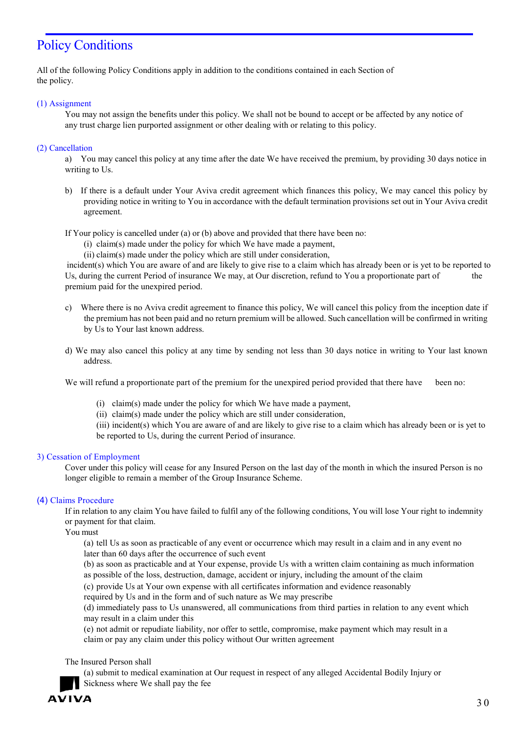# Policy Conditions

All of the following Policy Conditions apply in addition to the conditions contained in each Section of the policy.

### (1) Assignment

You may not assign the benefits under this policy. We shall not be bound to accept or be affected by any notice of any trust charge lien purported assignment or other dealing with or relating to this policy.

### (2) Cancellation

a) You may cancel this policy at any time after the date We have received the premium, by providing 30 days notice in writing to Us.

b) If there is a default under Your Aviva credit agreement which finances this policy, We may cancel this policy by providing notice in writing to You in accordance with the default termination provisions set out in Your Aviva credit agreement.

If Your policy is cancelled under (a) or (b) above and provided that there have been no:

(i) claim(s) made under the policy for which We have made a payment,
(ii) claim(s) made under the policy which are still under consideration,

incident(s) which You are aware of and are likely to give rise to a claim which has already been or is yet to be reported to Us, during the current Period of insurance We may, at Our discretion, refund to You a proportionate part of the premium paid for the unexpired period.

c) Where there is no Aviva credit agreement to finance this policy, We will cancel this policy from the inception date if the premium has not been paid and no return premium will be allowed. Such cancellation will be confirmed in writing by Us to Your last known address.

d) We may also cancel this policy at any time by sending not less than 30 days notice in writing to Your last known address.

We will refund a proportionate part of the premium for the unexpired period provided that there have been no:

(i) claim(s) made under the policy for which We have made a payment,
(ii) claim(s) made under the policy which are still under consideration,
(iii) incident(s) which You are aware of and are likely to give rise to a claim which has already been or is yet to be reported to Us, during the current Period of insurance.

### 3) Cessation of Employment

Cover under this policy will cease for any Insured Person on the last day of the month in which the insured Person is no longer eligible to remain a member of the Group Insurance Scheme.

### (4) Claims Procedure

If in relation to any claim You have failed to fulfil any of the following conditions, You will lose Your right to indemnity or payment for that claim.

You must

(a) tell Us as soon as practicable of any event or occurrence which may result in a claim and in any event no later than 60 days after the occurrence of such event
(b) as soon as practicable and at Your expense, provide Us with a written claim containing as much information as possible of the loss, destruction, damage, accident or injury, including the amount of the claim
(c) provide Us at Your own expense with all certificates information and evidence reasonably required by Us and in the form and of such nature as We may prescribe
(d) immediately pass to Us unanswered, all communications from third parties in relation to any event which may result in a claim under this
(e) not admit or repudiate liability, nor offer to settle, compromise, make payment which may result in a claim or pay any claim under this policy without Our written agreement

The Insured Person shall

(a) submit to medical examination at Our request in respect of any alleged Accidental Bodily Injury or Sickness where We shall pay the fee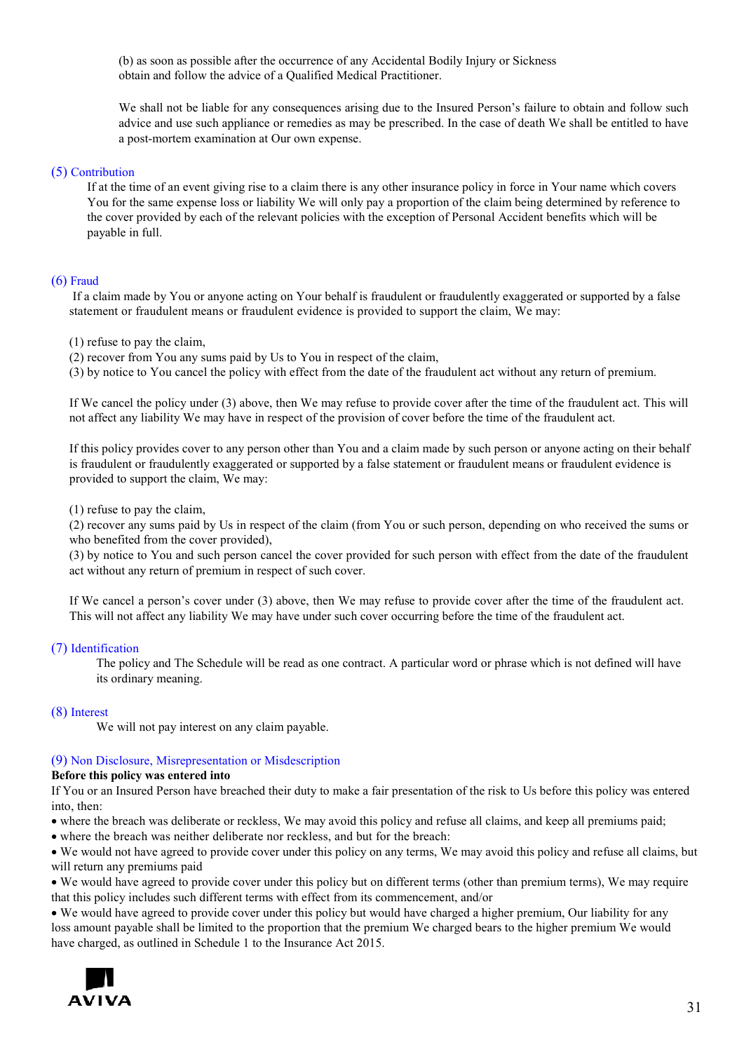(b) as soon as possible after the occurrence of any Accidental Bodily Injury or Sickness obtain and follow the advice of a Qualified Medical Practitioner.

We shall not be liable for any consequences arising due to the Insured Person's failure to obtain and follow such advice and use such appliance or remedies as may be prescribed. In the case of death We shall be entitled to have a post-mortem examination at Our own expense.

### (5) Contribution

If at the time of an event giving rise to a claim there is any other insurance policy in force in Your name which covers You for the same expense loss or liability We will only pay a proportion of the claim being determined by reference to the cover provided by each of the relevant policies with the exception of Personal Accident benefits which will be payable in full.

### (6) Fraud

If a claim made by You or anyone acting on Your behalf is fraudulent or fraudulently exaggerated or supported by a false statement or fraudulent means or fraudulent evidence is provided to support the claim, We may:

(1) refuse to pay the claim,
(2) recover from You any sums paid by Us to You in respect of the claim,
(3) by notice to You cancel the policy with effect from the date of the fraudulent act without any return of premium.

If We cancel the policy under (3) above, then We may refuse to provide cover after the time of the fraudulent act. This will not affect any liability We may have in respect of the provision of cover before the time of the fraudulent act.

If this policy provides cover to any person other than You and a claim made by such person or anyone acting on their behalf is fraudulent or fraudulently exaggerated or supported by a false statement or fraudulent means or fraudulent evidence is provided to support the claim, We may:

(1) refuse to pay the claim,
(2) recover any sums paid by Us in respect of the claim (from You or such person, depending on who received the sums or who benefited from the cover provided),
(3) by notice to You and such person cancel the cover provided for such person with effect from the date of the fraudulent act without any return of premium in respect of such cover.

If We cancel a person's cover under (3) above, then We may refuse to provide cover after the time of the fraudulent act. This will not affect any liability We may have under such cover occurring before the time of the fraudulent act.

### (7) Identification

The policy and The Schedule will be read as one contract. A particular word or phrase which is not defined will have its ordinary meaning.

### (8) Interest

We will not pay interest on any claim payable.

### (9) Non Disclosure, Misrepresentation or Misdescription

**Before this policy was entered into**

If You or an Insured Person have breached their duty to make a fair presentation of the risk to Us before this policy was entered into, then:

- where the breach was deliberate or reckless, We may avoid this policy and refuse all claims, and keep all premiums paid;
- where the breach was neither deliberate nor reckless, and but for the breach:
- We would not have agreed to provide cover under this policy on any terms, We may avoid this policy and refuse all claims, but will return any premiums paid
- We would have agreed to provide cover under this policy but on different terms (other than premium terms), We may require that this policy includes such different terms with effect from its commencement, and/or
- We would have agreed to provide cover under this policy but would have charged a higher premium, Our liability for any loss amount payable shall be limited to the proportion that the premium We charged bears to the higher premium We would have charged, as outlined in Schedule 1 to the Insurance Act 2015.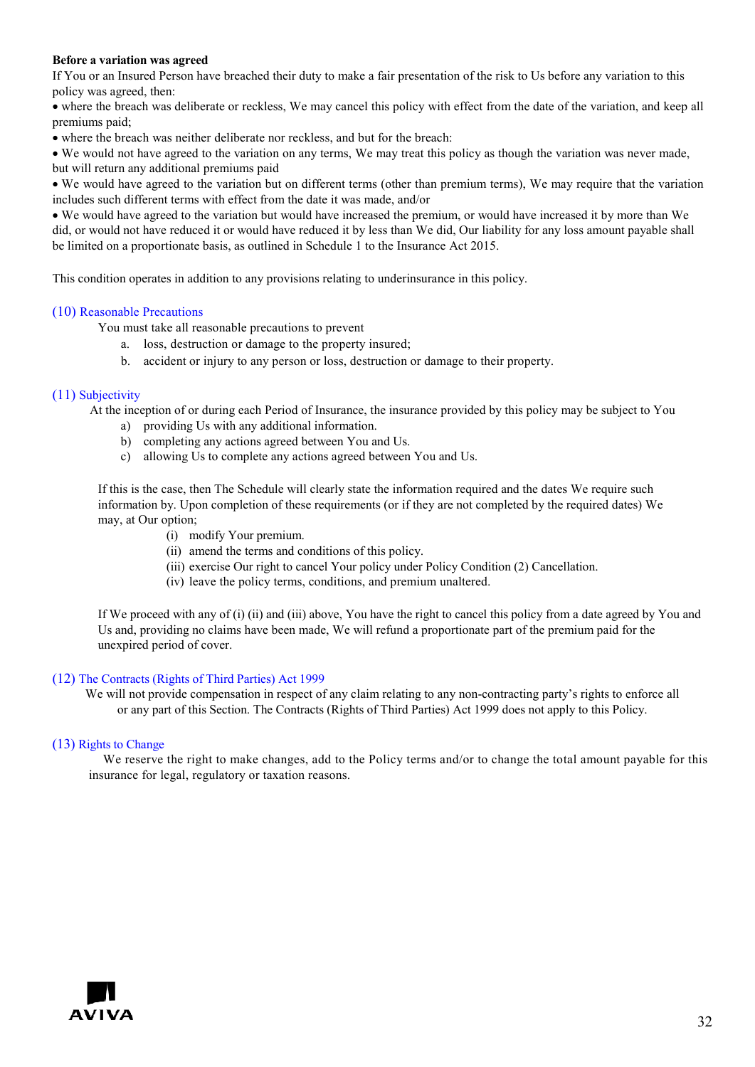**Before a variation was agreed**

If You or an Insured Person have breached their duty to make a fair presentation of the risk to Us before any variation to this policy was agreed, then:

- where the breach was deliberate or reckless, We may cancel this policy with effect from the date of the variation, and keep all premiums paid;
- where the breach was neither deliberate nor reckless, and but for the breach:
- We would not have agreed to the variation on any terms, We may treat this policy as though the variation was never made, but will return any additional premiums paid
- We would have agreed to the variation but on different terms (other than premium terms), We may require that the variation includes such different terms with effect from the date it was made, and/or
- We would have agreed to the variation but would have increased the premium, or would have increased it by more than We did, or would not have reduced it or would have reduced it by less than We did, Our liability for any loss amount payable shall be limited on a proportionate basis, as outlined in Schedule 1 to the Insurance Act 2015.

This condition operates in addition to any provisions relating to underinsurance in this policy.

## (10) Reasonable Precautions

You must take all reasonable precautions to prevent

a. loss, destruction or damage to the property insured;

b. accident or injury to any person or loss, destruction or damage to their property.

## (11) Subjectivity

At the inception of or during each Period of Insurance, the insurance provided by this policy may be subject to You

a) providing Us with any additional information.

b) completing any actions agreed between You and Us.

c) allowing Us to complete any actions agreed between You and Us.

If this is the case, then The Schedule will clearly state the information required and the dates We require such information by. Upon completion of these requirements (or if they are not completed by the required dates) We may, at Our option;

(i) modify Your premium.

(ii) amend the terms and conditions of this policy.

(iii) exercise Our right to cancel Your policy under Policy Condition (2) Cancellation.

(iv) leave the policy terms, conditions, and premium unaltered.

If We proceed with any of (i) (ii) and (iii) above, You have the right to cancel this policy from a date agreed by You and Us and, providing no claims have been made, We will refund a proportionate part of the premium paid for the unexpired period of cover.

## (12) The Contracts (Rights of Third Parties) Act 1999

We will not provide compensation in respect of any claim relating to any non-contracting party's rights to enforce all or any part of this Section. The Contracts (Rights of Third Parties) Act 1999 does not apply to this Policy.

## (13) Rights to Change

We reserve the right to make changes, add to the Policy terms and/or to change the total amount payable for this insurance for legal, regulatory or taxation reasons.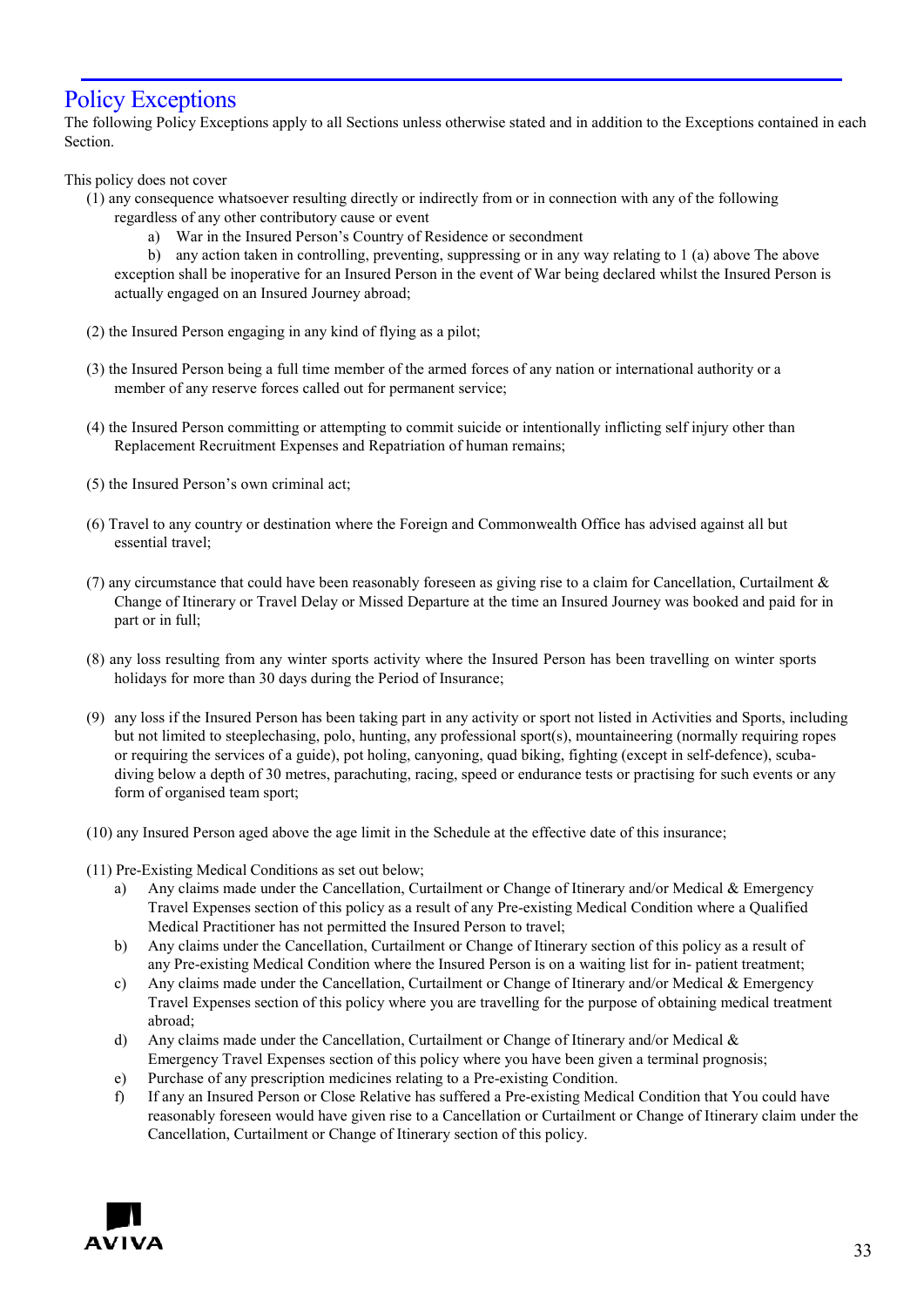# Policy Exceptions

The following Policy Exceptions apply to all Sections unless otherwise stated and in addition to the Exceptions contained in each Section.

This policy does not cover

(1) any consequence whatsoever resulting directly or indirectly from or in connection with any of the following regardless of any other contributory cause or event

- a) War in the Insured Person's Country of Residence or secondment
- b) any action taken in controlling, preventing, suppressing or in any way relating to 1 (a) above The above exception shall be inoperative for an Insured Person in the event of War being declared whilst the Insured Person is actually engaged on an Insured Journey abroad;

(2) the Insured Person engaging in any kind of flying as a pilot;

(3) the Insured Person being a full time member of the armed forces of any nation or international authority or a member of any reserve forces called out for permanent service;

(4) the Insured Person committing or attempting to commit suicide or intentionally inflicting self injury other than Replacement Recruitment Expenses and Repatriation of human remains;

(5) the Insured Person's own criminal act;

(6) Travel to any country or destination where the Foreign and Commonwealth Office has advised against all but essential travel;

(7) any circumstance that could have been reasonably foreseen as giving rise to a claim for Cancellation, Curtailment & Change of Itinerary or Travel Delay or Missed Departure at the time an Insured Journey was booked and paid for in part or in full;

(8) any loss resulting from any winter sports activity where the Insured Person has been travelling on winter sports holidays for more than 30 days during the Period of Insurance;

(9) any loss if the Insured Person has been taking part in any activity or sport not listed in Activities and Sports, including but not limited to steeplechasing, polo, hunting, any professional sport(s), mountaineering (normally requiring ropes or requiring the services of a guide), pot holing, canyoning, quad biking, fighting (except in self-defence), scuba-diving below a depth of 30 metres, parachuting, racing, speed or endurance tests or practising for such events or any form of organised team sport;

(10) any Insured Person aged above the age limit in the Schedule at the effective date of this insurance;

(11) Pre-Existing Medical Conditions as set out below;

- a) Any claims made under the Cancellation, Curtailment or Change of Itinerary and/or Medical & Emergency Travel Expenses section of this policy as a result of any Pre-existing Medical Condition where a Qualified Medical Practitioner has not permitted the Insured Person to travel;
- b) Any claims under the Cancellation, Curtailment or Change of Itinerary section of this policy as a result of any Pre-existing Medical Condition where the Insured Person is on a waiting list for in- patient treatment;
- c) Any claims made under the Cancellation, Curtailment or Change of Itinerary and/or Medical & Emergency Travel Expenses section of this policy where you are travelling for the purpose of obtaining medical treatment abroad;
- d) Any claims made under the Cancellation, Curtailment or Change of Itinerary and/or Medical & Emergency Travel Expenses section of this policy where you have been given a terminal prognosis;
- e) Purchase of any prescription medicines relating to a Pre-existing Condition.
- f) If any an Insured Person or Close Relative has suffered a Pre-existing Medical Condition that You could have reasonably foreseen would have given rise to a Cancellation or Curtailment or Change of Itinerary claim under the Cancellation, Curtailment or Change of Itinerary section of this policy.